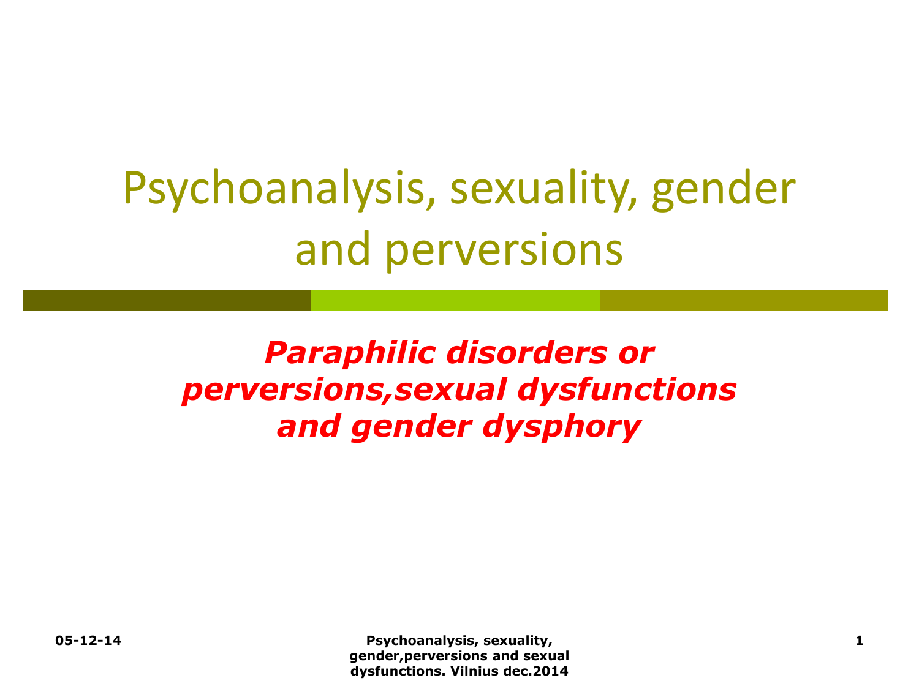# Psychoanalysis, sexuality, gender and perversions

***Paraphilic disorders or perversions,sexual dysfunctions and gender dysphory***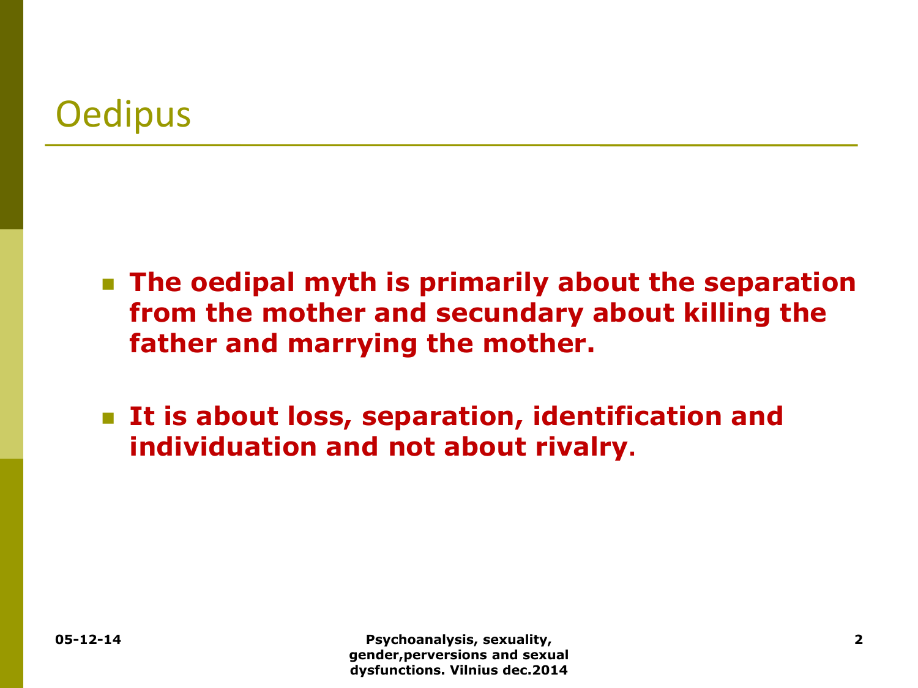# Oedipus

- **The oedipal myth is primarily about the separation from the mother and secundary about killing the father and marrying the mother.**
- **It is about loss, separation, identification and individuation and not about rivalry.**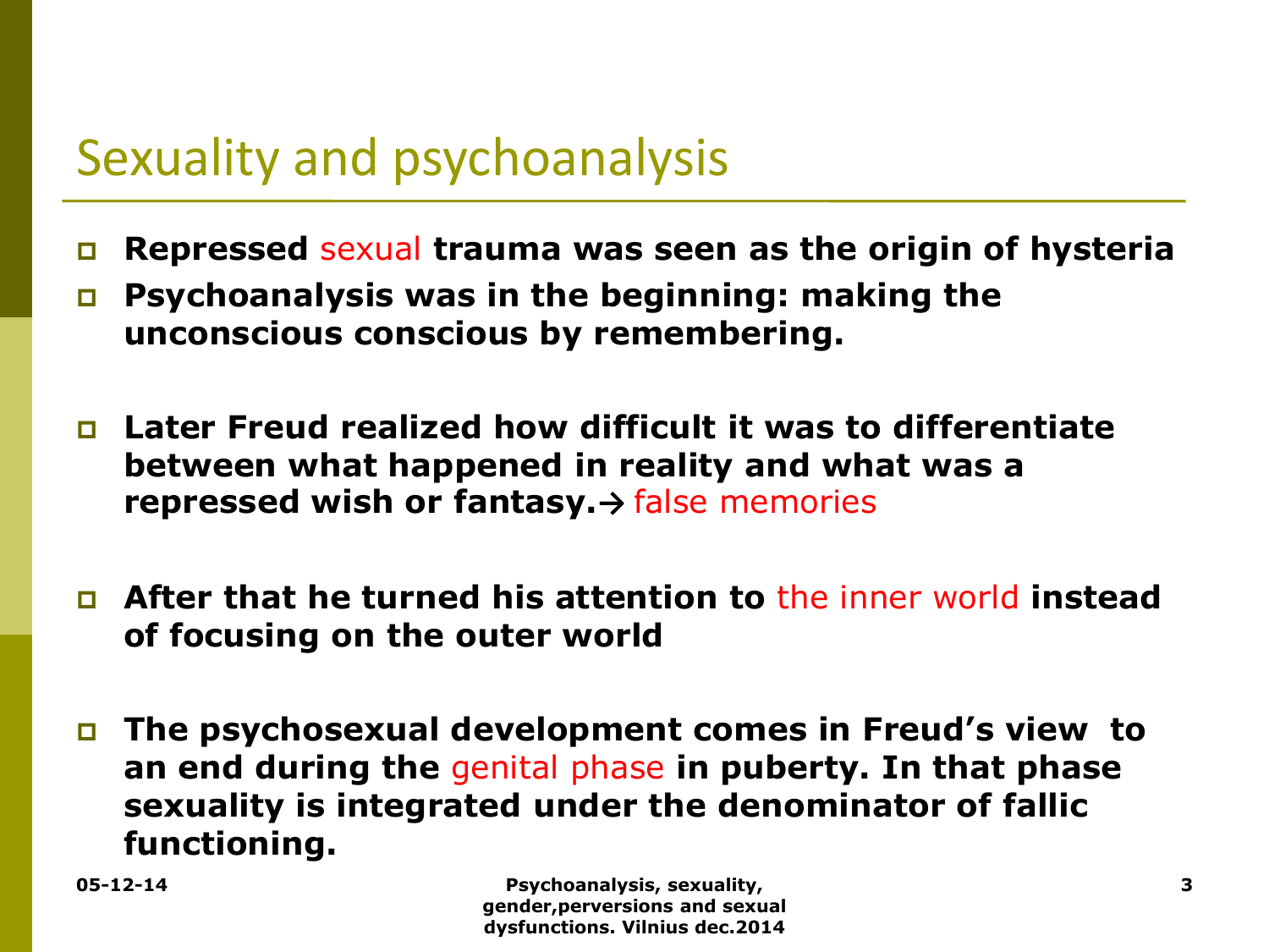# Sexuality and psychoanalysis

- **Repressed** sexual **trauma was seen as the origin of hysteria**
- **Psychoanalysis was in the beginning: making the unconscious conscious by remembering.**
- **Later Freud realized how difficult it was to differentiate between what happened in reality and what was a repressed wish or fantasy.**→ false memories
- **After that he turned his attention to** the inner world **instead of focusing on the outer world**
- **The psychosexual development comes in Freud's view to an end during the** genital phase **in puberty. In that phase sexuality is integrated under the denominator of fallic functioning.**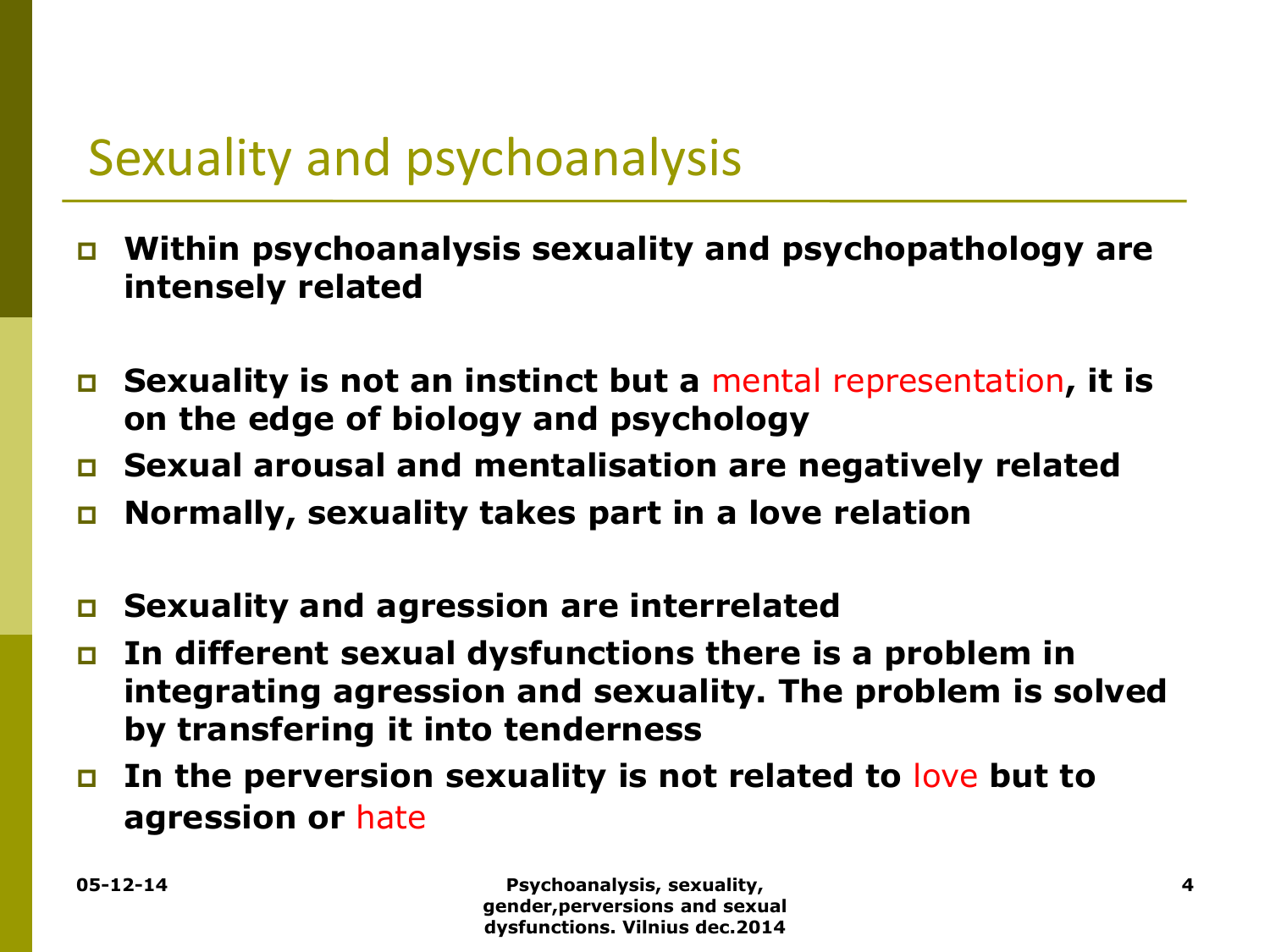# Sexuality and psychoanalysis

- **Within psychoanalysis sexuality and psychopathology are intensely related**

- **Sexuality is not an instinct but a** mental representation**, it is on the edge of biology and psychology**
- **Sexual arousal and mentalisation are negatively related**
- **Normally, sexuality takes part in a love relation**

- **Sexuality and agression are interrelated**
- **In different sexual dysfunctions there is a problem in integrating agression and sexuality. The problem is solved by transfering it into tenderness**
- **In the perversion sexuality is not related to** love **but to agression or** hate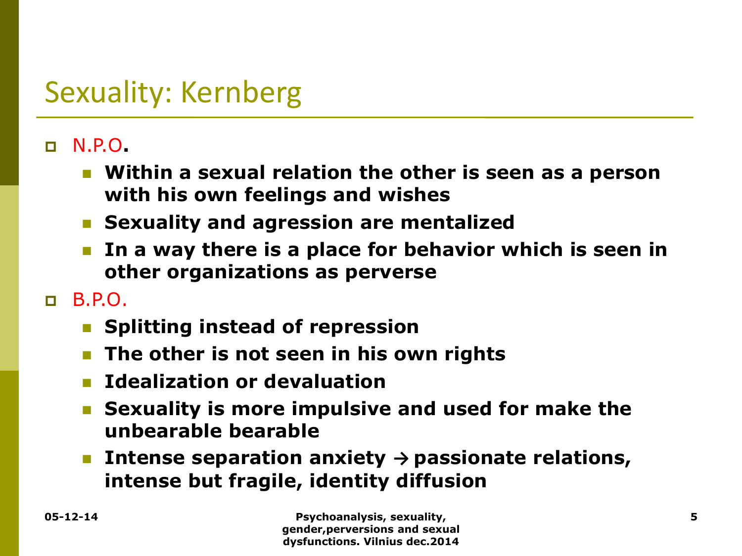# Sexuality: Kernberg

- N.P.O.
  - **Within a sexual relation the other is seen as a person with his own feelings and wishes**
  - **Sexuality and agression are mentalized**
  - **In a way there is a place for behavior which is seen in other organizations as perverse**
- B.P.O.
  - **Splitting instead of repression**
  - **The other is not seen in his own rights**
  - **Idealization or devaluation**
  - **Sexuality is more impulsive and used for make the unbearable bearable**
  - **Intense separation anxiety → passionate relations, intense but fragile, identity diffusion**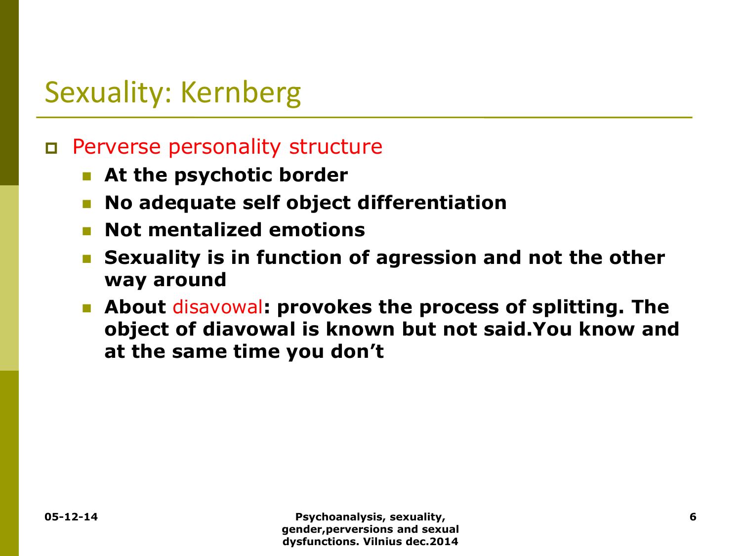# Sexuality: Kernberg

- Perverse personality structure
  - **At the psychotic border**
  - **No adequate self object differentiation**
  - **Not mentalized emotions**
  - **Sexuality is in function of agression and not the other way around**
  - **About** disavowal**: provokes the process of splitting. The object of diavowal is known but not said.You know and at the same time you don't**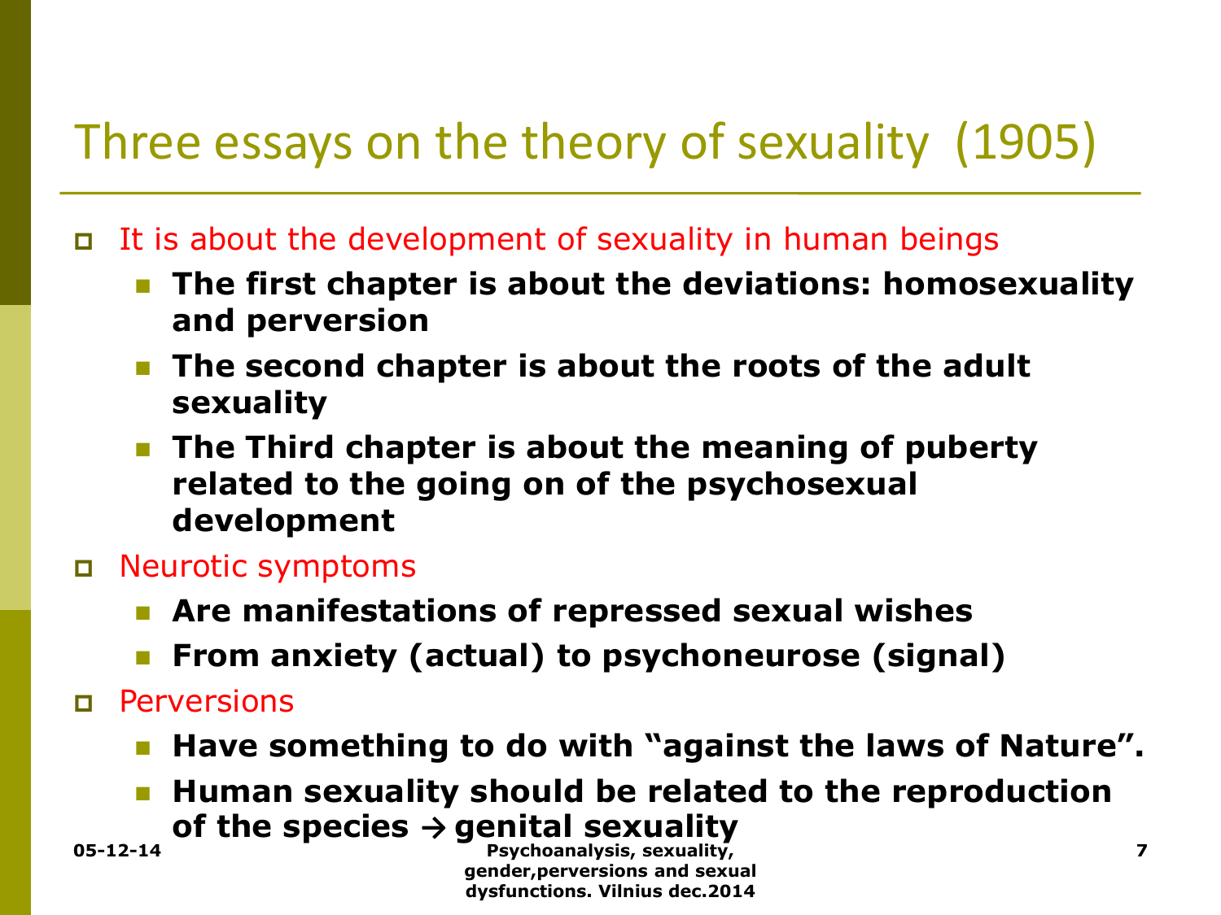# Three essays on the theory of sexuality (1905)

- It is about the development of sexuality in human beings
  - **The first chapter is about the deviations: homosexuality and perversion**
  - **The second chapter is about the roots of the adult sexuality**
  - **The Third chapter is about the meaning of puberty related to the going on of the psychosexual development**
- Neurotic symptoms
  - **Are manifestations of repressed sexual wishes**
  - **From anxiety (actual) to psychoneurose (signal)**
- Perversions
  - **Have something to do with "against the laws of Nature".**
  - **Human sexuality should be related to the reproduction of the species → genital sexuality**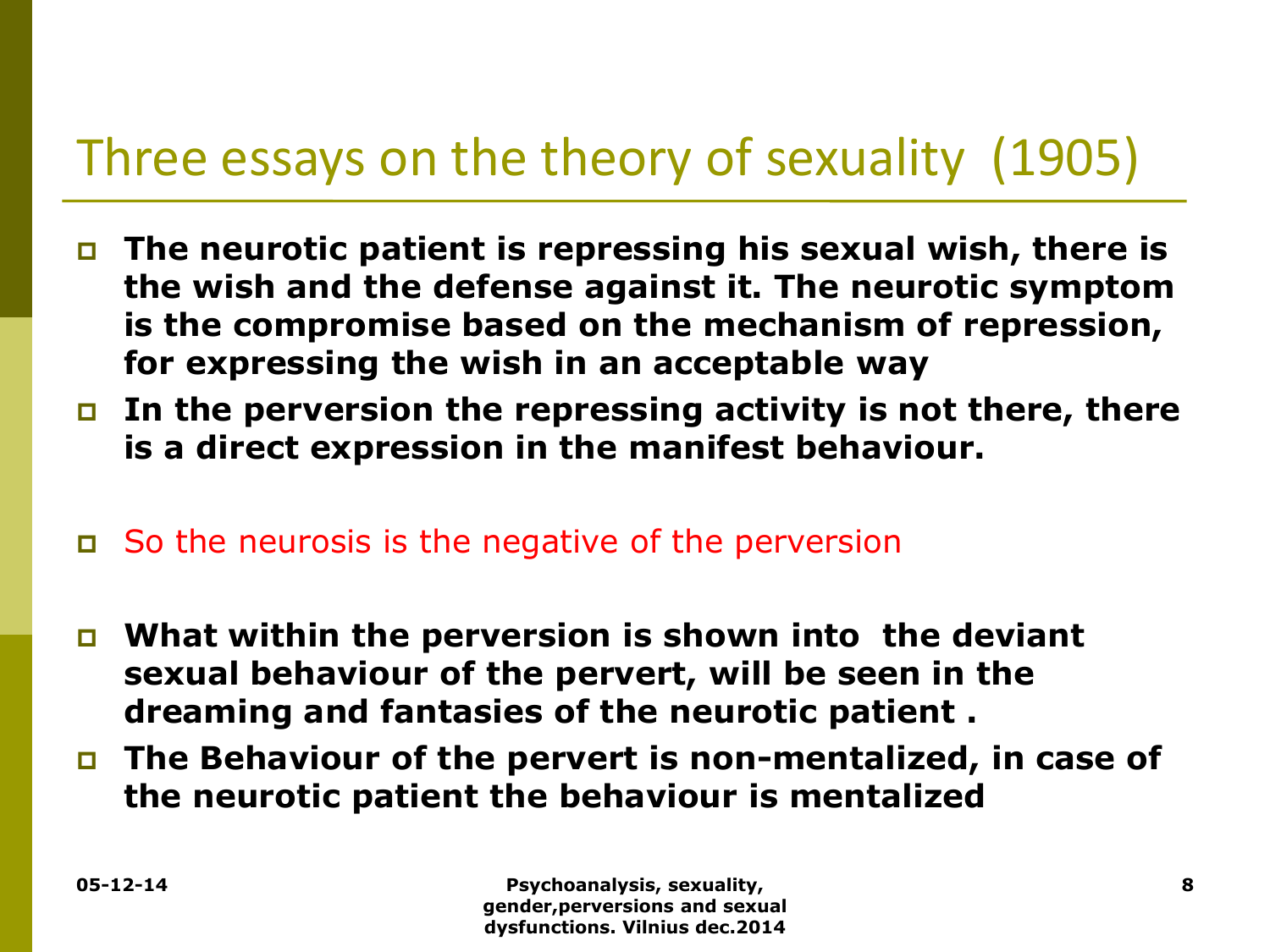# Three essays on the theory of sexuality (1905)

- **The neurotic patient is repressing his sexual wish, there is the wish and the defense against it. The neurotic symptom is the compromise based on the mechanism of repression, for expressing the wish in an acceptable way**
- **In the perversion the repressing activity is not there, there is a direct expression in the manifest behaviour.**

- So the neurosis is the negative of the perversion

- **What within the perversion is shown into the deviant sexual behaviour of the pervert, will be seen in the dreaming and fantasies of the neurotic patient .**
- **The Behaviour of the pervert is non-mentalized, in case of the neurotic patient the behaviour is mentalized**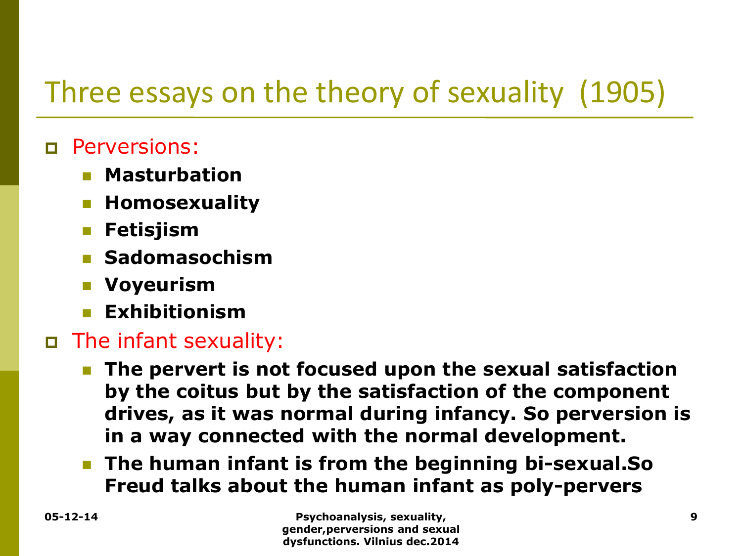# Three essays on the theory of sexuality (1905)

- Perversions:
  - **Masturbation**
  - **Homosexuality**
  - **Fetisjism**
  - **Sadomasochism**
  - **Voyeurism**
  - **Exhibitionism**
- The infant sexuality:
  - **The pervert is not focused upon the sexual satisfaction by the coitus but by the satisfaction of the component drives, as it was normal during infancy. So perversion is in a way connected with the normal development.**
  - **The human infant is from the beginning bi-sexual.So Freud talks about the human infant as poly-pervers**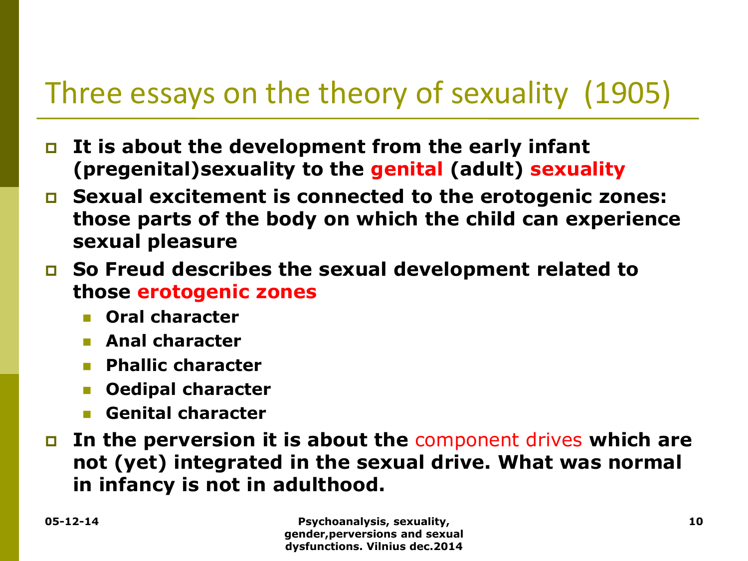# Three essays on the theory of sexuality (1905)

- **It is about the development from the early infant (pregenital)sexuality to the genital (adult) sexuality**
- **Sexual excitement is connected to the erotogenic zones: those parts of the body on which the child can experience sexual pleasure**
- **So Freud describes the sexual development related to those erotogenic zones**
  - **Oral character**
  - **Anal character**
  - **Phallic character**
  - **Oedipal character**
  - **Genital character**
- **In the perversion it is about the** component drives **which are not (yet) integrated in the sexual drive. What was normal in infancy is not in adulthood.**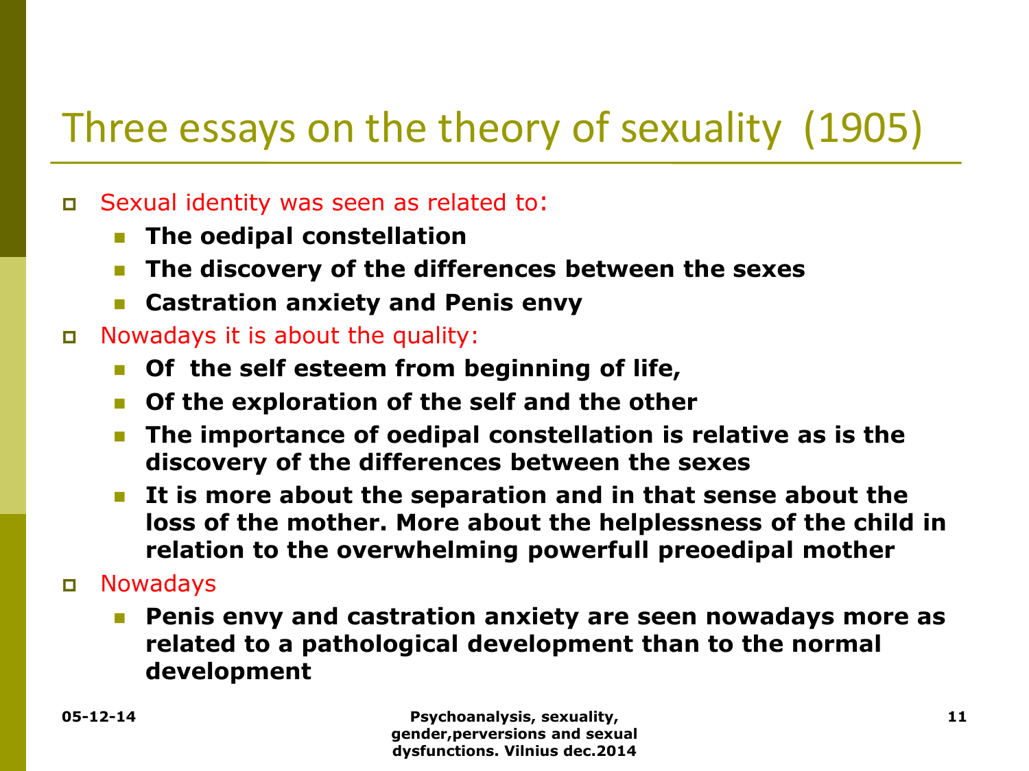# Three essays on the theory of sexuality (1905)

- Sexual identity was seen as related to:
  - **The oedipal constellation**
  - **The discovery of the differences between the sexes**
  - **Castration anxiety and Penis envy**
- Nowadays it is about the quality:
  - **Of the self esteem from beginning of life,**
  - **Of the exploration of the self and the other**
  - **The importance of oedipal constellation is relative as is the discovery of the differences between the sexes**
  - **It is more about the separation and in that sense about the loss of the mother. More about the helplessness of the child in relation to the overwhelming powerfull preoedipal mother**
- Nowadays
  - **Penis envy and castration anxiety are seen nowadays more as related to a pathological development than to the normal development**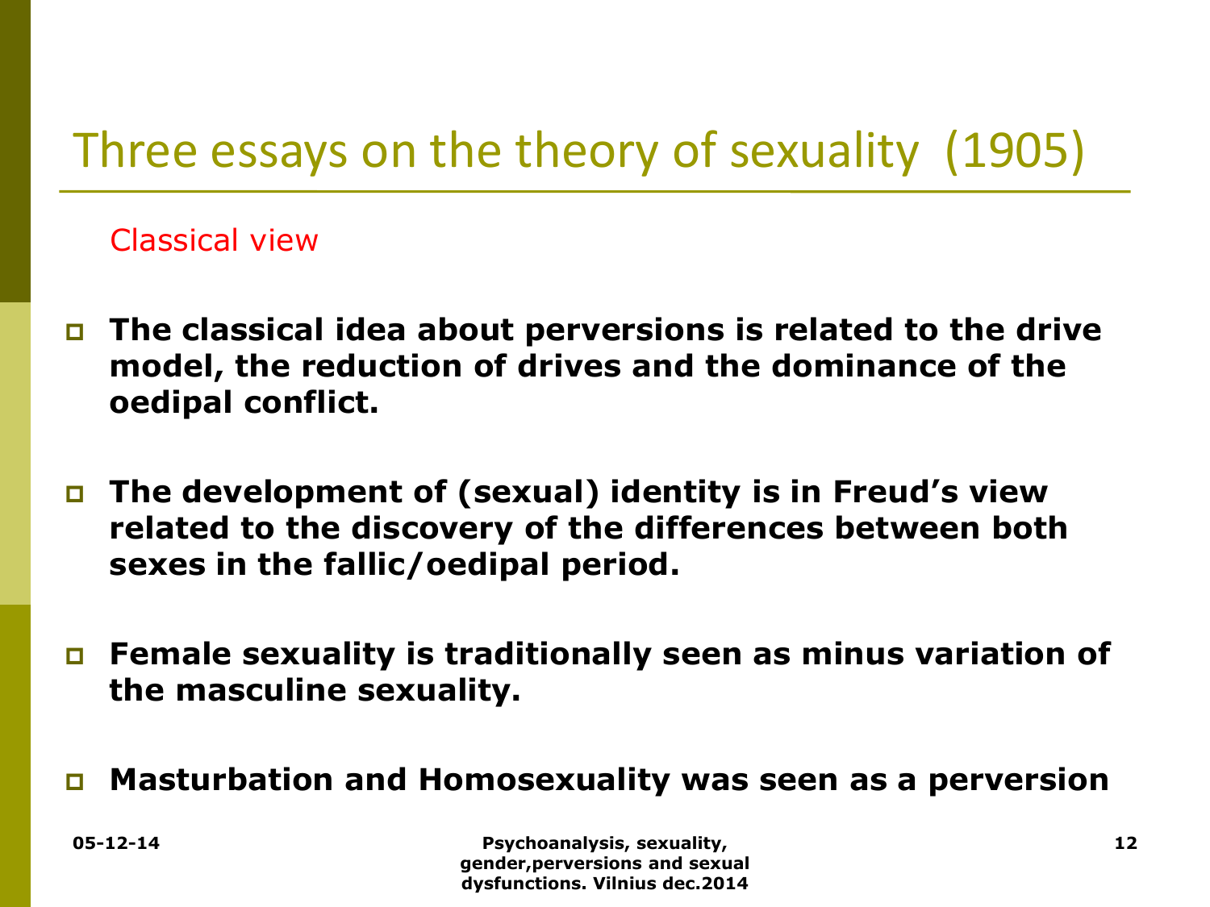# Three essays on the theory of sexuality (1905)

Classical view

- **The classical idea about perversions is related to the drive model, the reduction of drives and the dominance of the oedipal conflict.**

- **The development of (sexual) identity is in Freud's view related to the discovery of the differences between both sexes in the fallic/oedipal period.**

- **Female sexuality is traditionally seen as minus variation of the masculine sexuality.**

- **Masturbation and Homosexuality was seen as a perversion**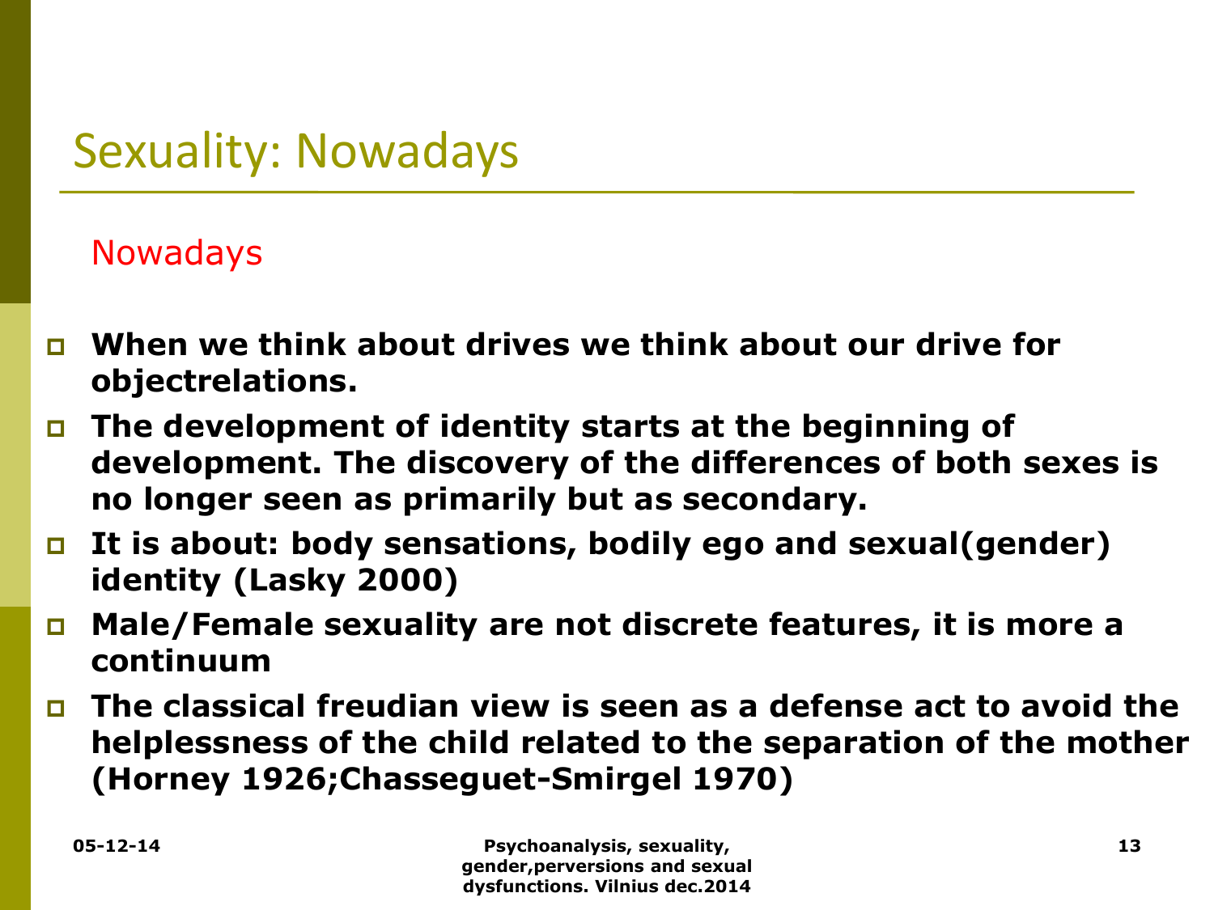# Sexuality: Nowadays

## Nowadays

- **When we think about drives we think about our drive for objectrelations.**
- **The development of identity starts at the beginning of development. The discovery of the differences of both sexes is no longer seen as primarily but as secondary.**
- **It is about: body sensations, bodily ego and sexual(gender) identity (Lasky 2000)**
- **Male/Female sexuality are not discrete features, it is more a continuum**
- **The classical freudian view is seen as a defense act to avoid the helplessness of the child related to the separation of the mother (Horney 1926;Chasseguet-Smirgel 1970)**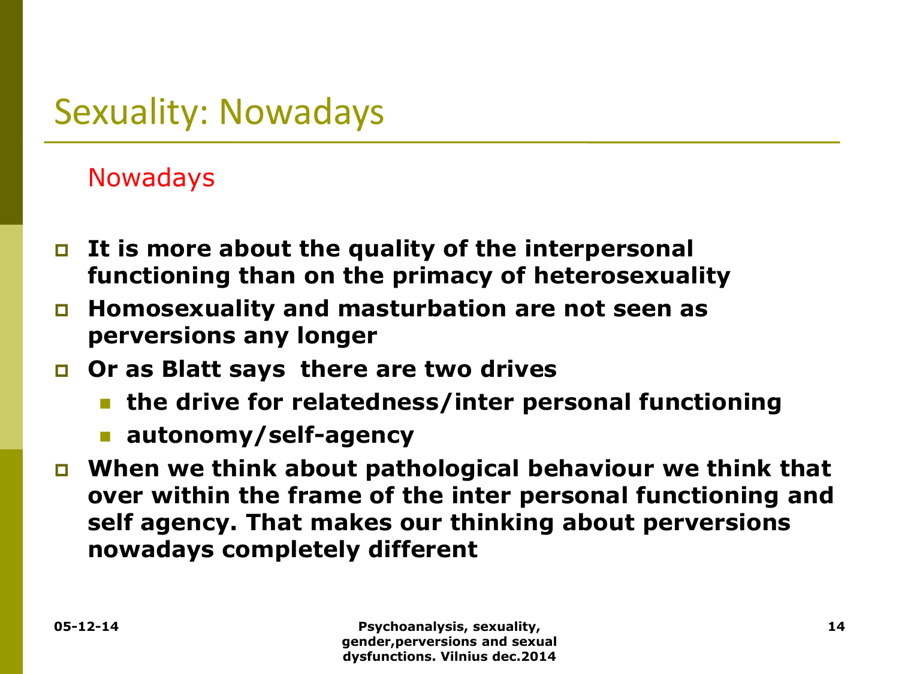# Sexuality: Nowadays

Nowadays

- **It is more about the quality of the interpersonal functioning than on the primacy of heterosexuality**
- **Homosexuality and masturbation are not seen as perversions any longer**
- **Or as Blatt says there are two drives**
  - **the drive for relatedness/inter personal functioning**
  - **autonomy/self-agency**
- **When we think about pathological behaviour we think that over within the frame of the inter personal functioning and self agency. That makes our thinking about perversions nowadays completely different**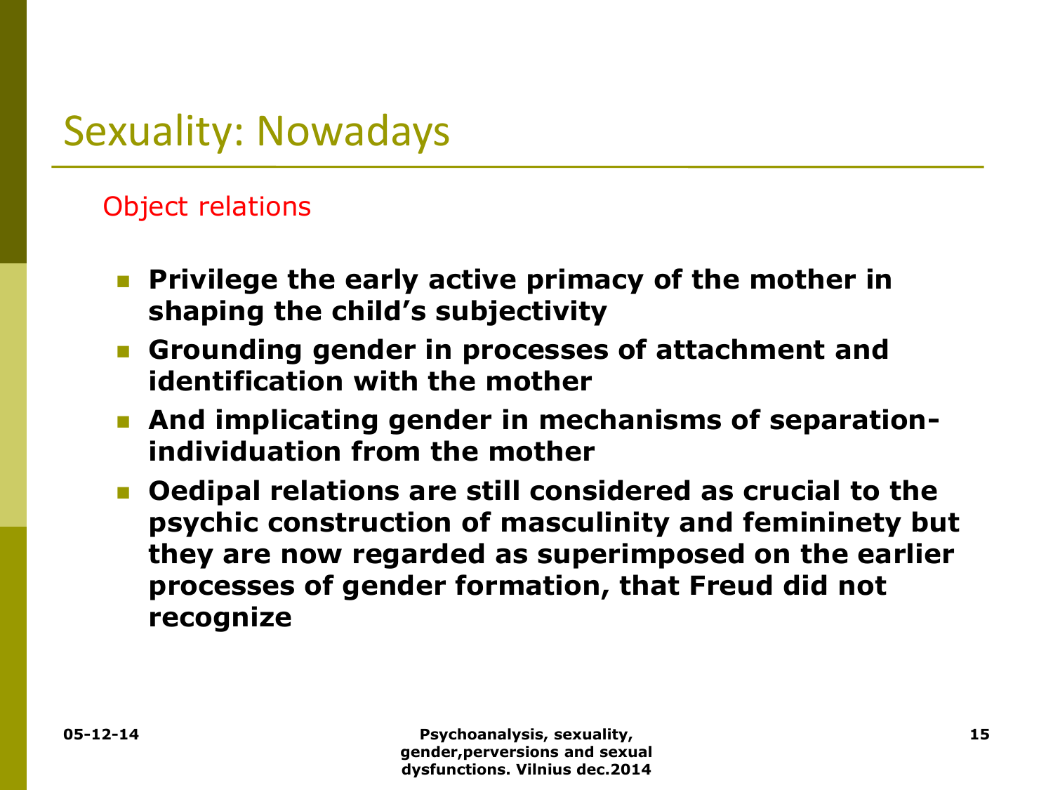# Sexuality: Nowadays

Object relations

- **Privilege the early active primacy of the mother in shaping the child's subjectivity**
- **Grounding gender in processes of attachment and identification with the mother**
- **And implicating gender in mechanisms of separation-individuation from the mother**
- **Oedipal relations are still considered as crucial to the psychic construction of masculinity and femininety but they are now regarded as superimposed on the earlier processes of gender formation, that Freud did not recognize**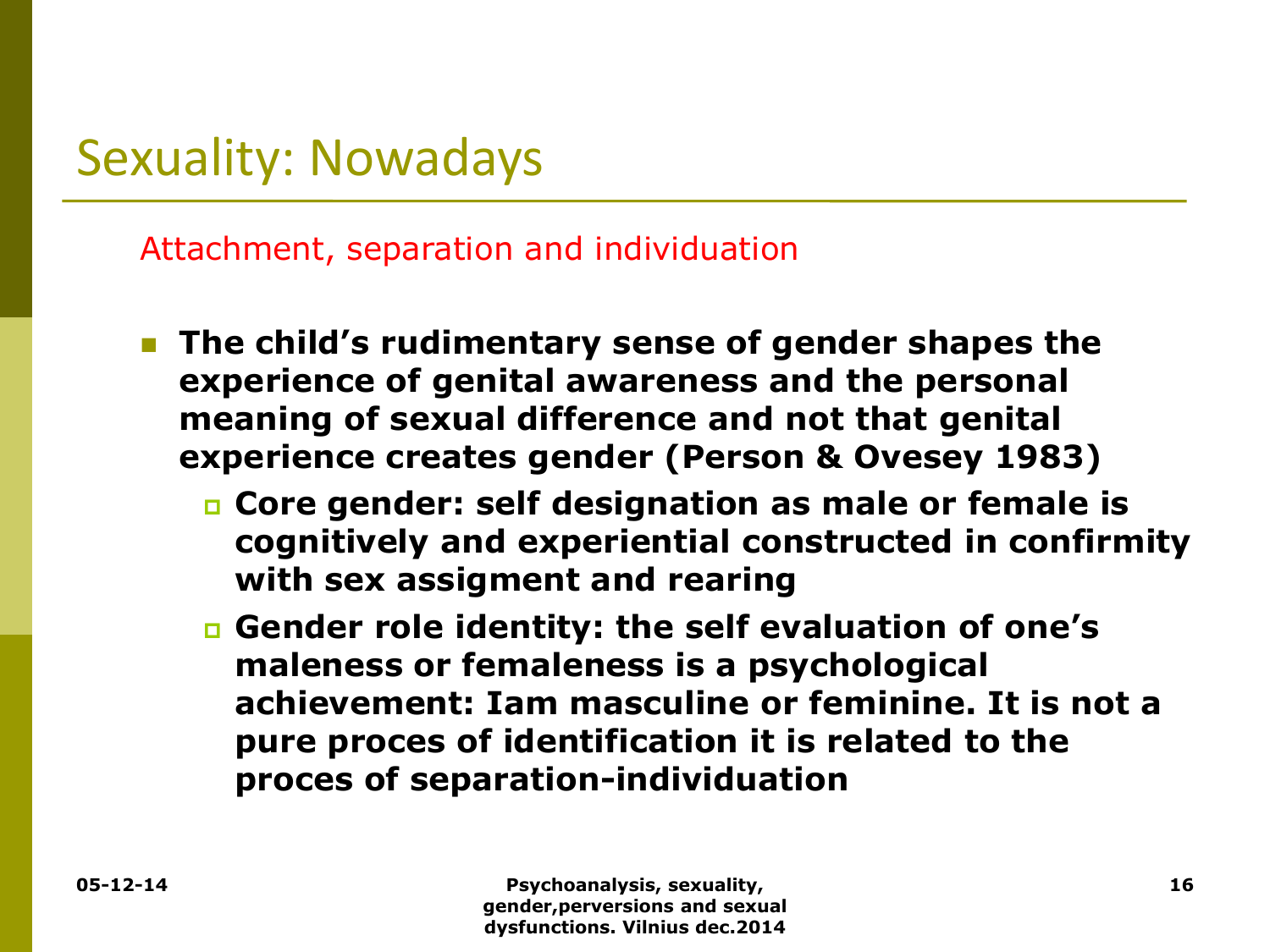# Sexuality: Nowadays

Attachment, separation and individuation

- **The child's rudimentary sense of gender shapes the experience of genital awareness and the personal meaning of sexual difference and not that genital experience creates gender (Person & Ovesey 1983)**
  - **Core gender: self designation as male or female is cognitively and experiential constructed in confirmity with sex assigment and rearing**
  - **Gender role identity: the self evaluation of one's maleness or femaleness is a psychological achievement: Iam masculine or feminine. It is not a pure proces of identification it is related to the proces of separation-individuation**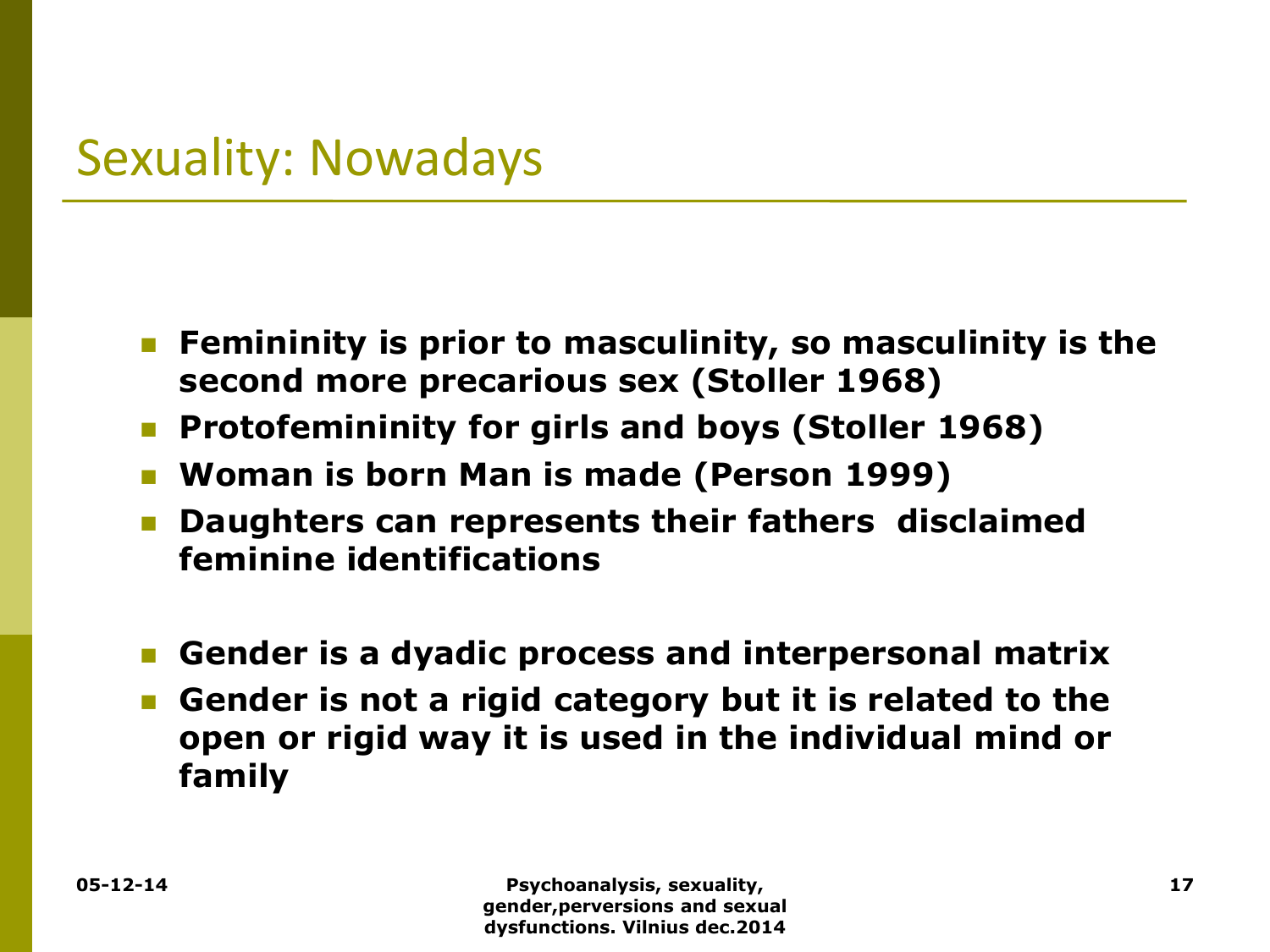# Sexuality: Nowadays

- **Femininity is prior to masculinity, so masculinity is the second more precarious sex (Stoller 1968)**
- **Protofemininity for girls and boys (Stoller 1968)**
- **Woman is born Man is made (Person 1999)**
- **Daughters can represents their fathers disclaimed feminine identifications**

- **Gender is a dyadic process and interpersonal matrix**
- **Gender is not a rigid category but it is related to the open or rigid way it is used in the individual mind or family**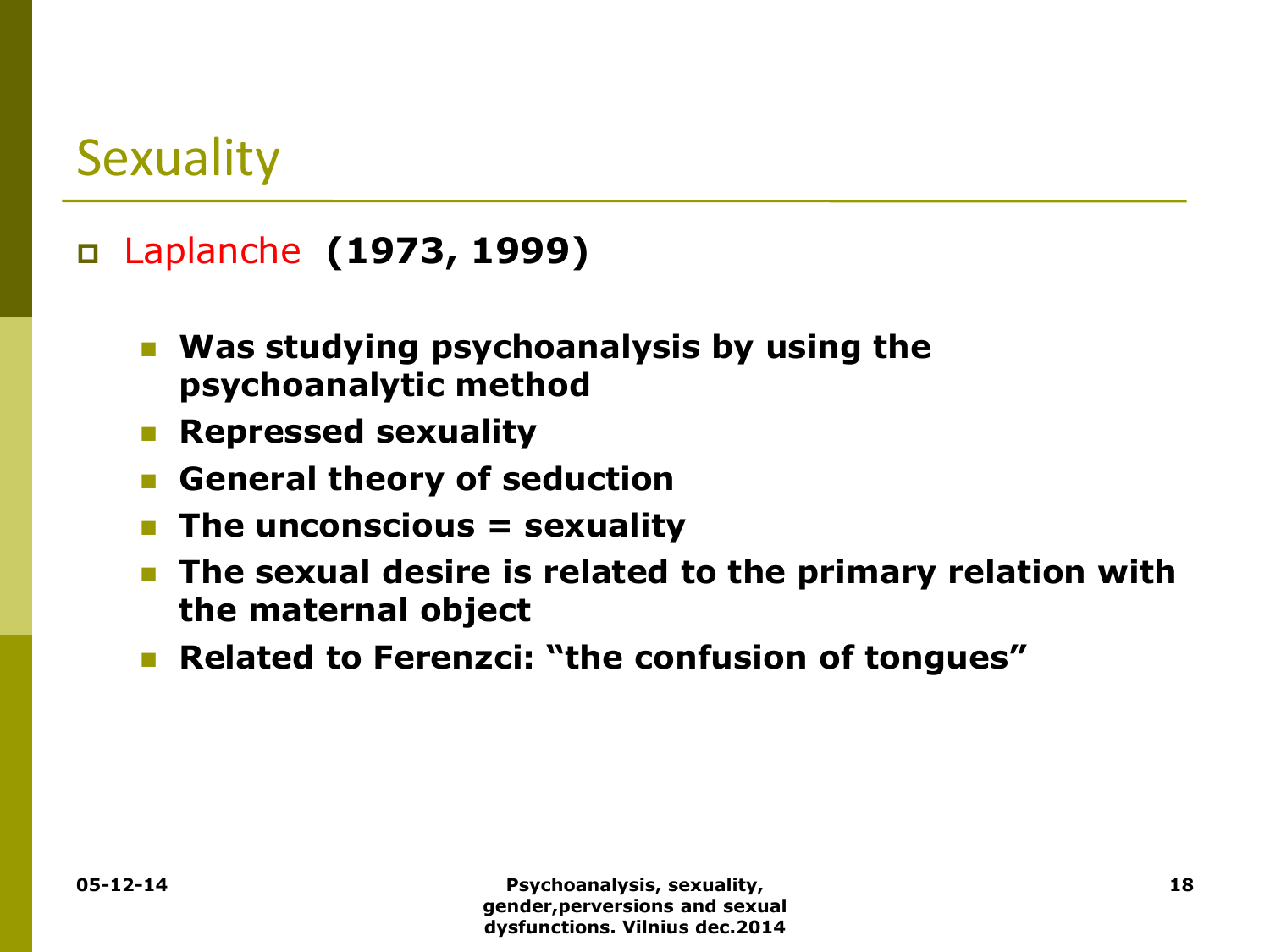# Sexuality

- Laplanche **(1973, 1999)**
  - **Was studying psychoanalysis by using the psychoanalytic method**
  - **Repressed sexuality**
  - **General theory of seduction**
  - **The unconscious = sexuality**
  - **The sexual desire is related to the primary relation with the maternal object**
  - **Related to Ferenzci: "the confusion of tongues"**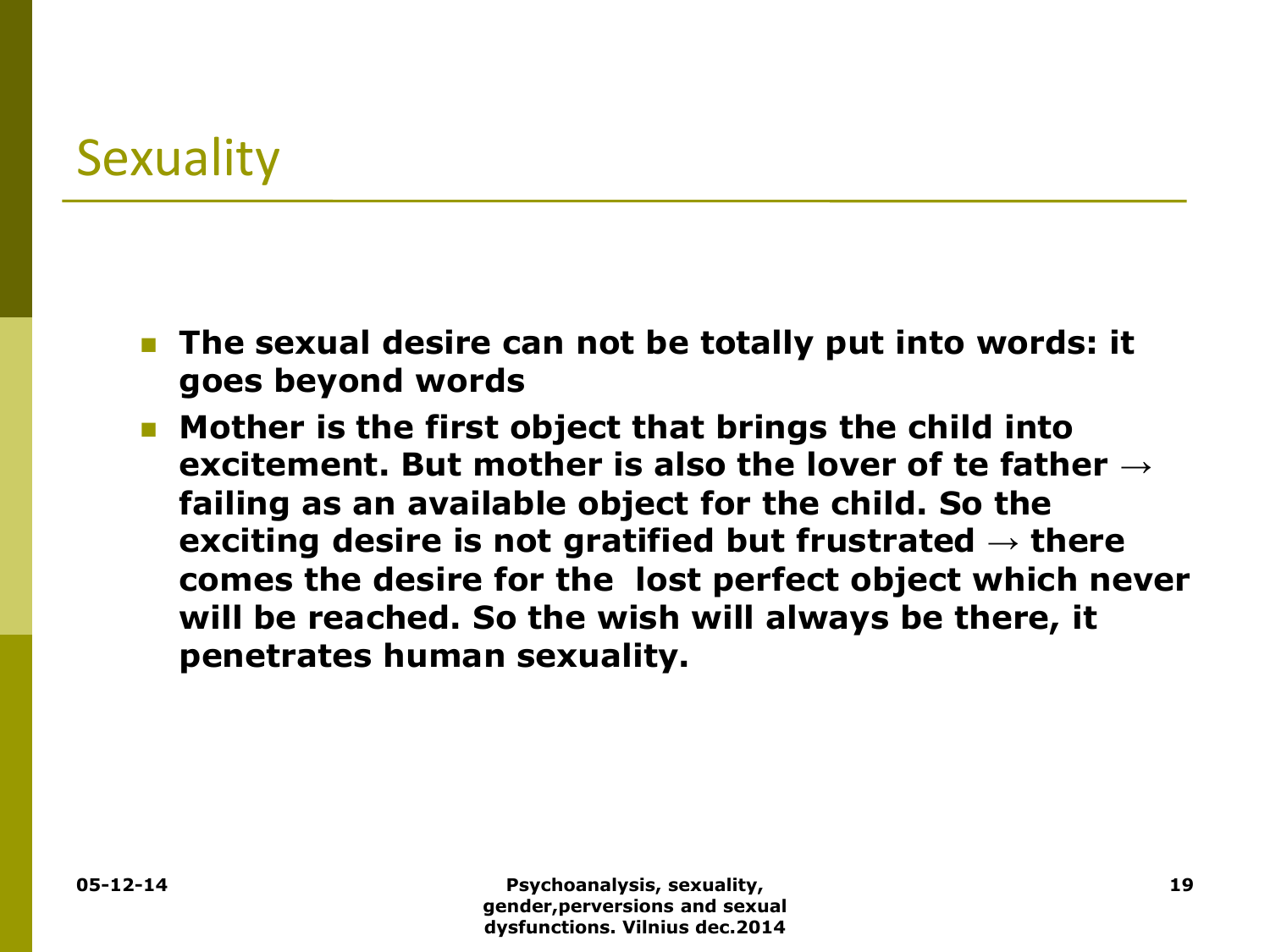# Sexuality

- **The sexual desire can not be totally put into words: it goes beyond words**
- **Mother is the first object that brings the child into excitement. But mother is also the lover of te father → failing as an available object for the child. So the exciting desire is not gratified but frustrated → there comes the desire for the lost perfect object which never will be reached. So the wish will always be there, it penetrates human sexuality.**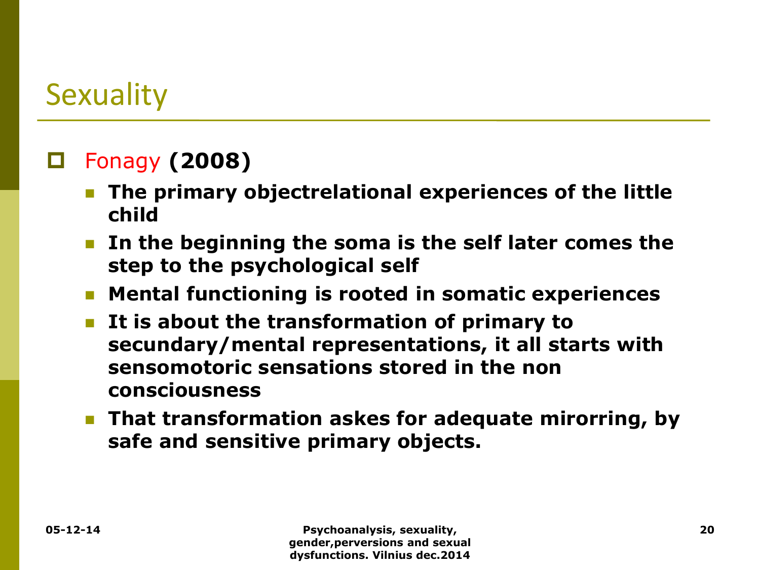# Sexuality

- Fonagy **(2008)**
  - **The primary objectrelational experiences of the little child**
  - **In the beginning the soma is the self later comes the step to the psychological self**
  - **Mental functioning is rooted in somatic experiences**
  - **It is about the transformation of primary to secundary/mental representations, it all starts with sensomotoric sensations stored in the non consciousness**
  - **That transformation askes for adequate mirorring, by safe and sensitive primary objects.**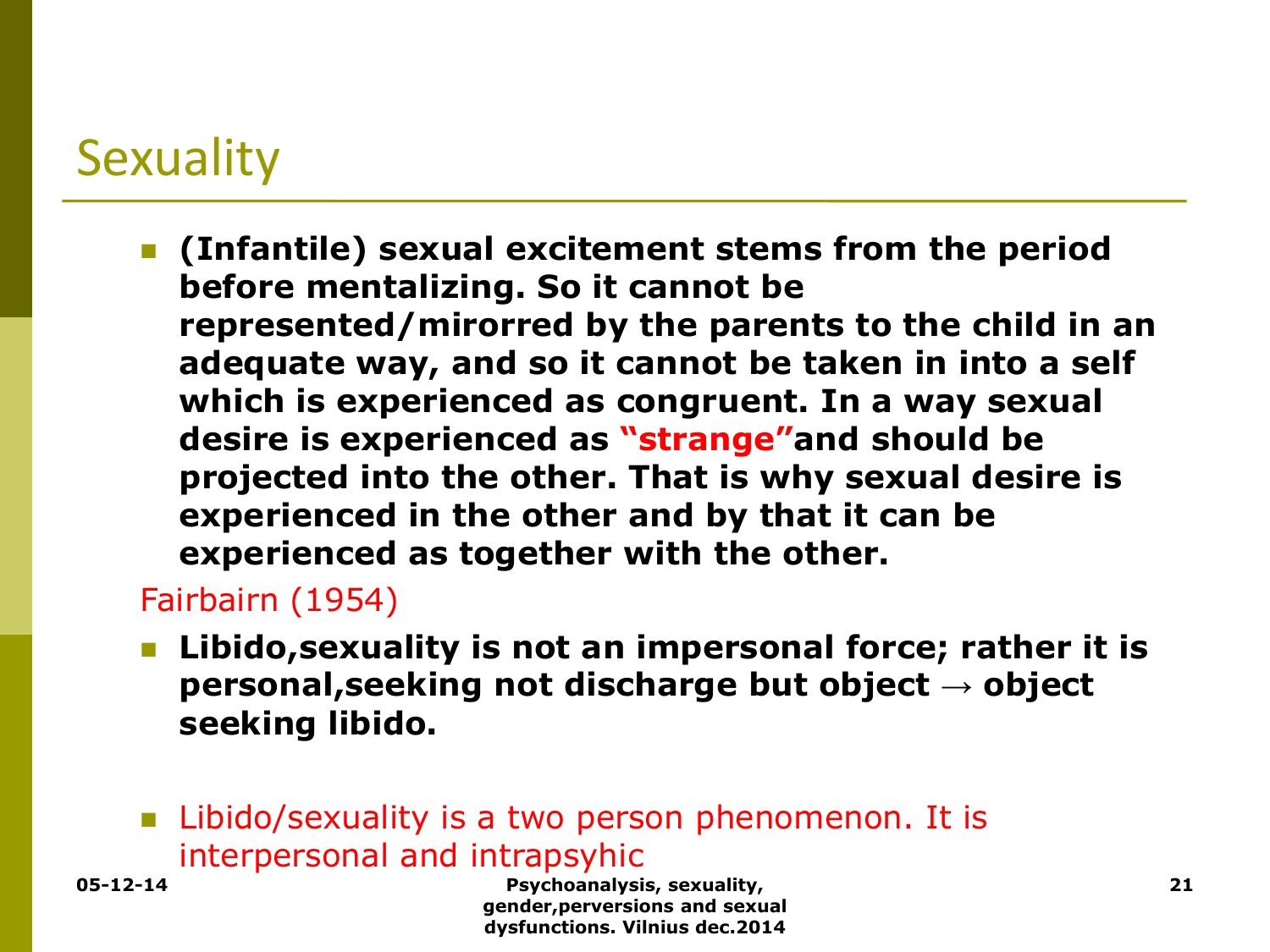# Sexuality

- **(Infantile) sexual excitement stems from the period before mentalizing. So it cannot be represented/mirorred by the parents to the child in an adequate way, and so it cannot be taken in into a self which is experienced as congruent. In a way sexual desire is experienced as "strange"and should be projected into the other. That is why sexual desire is experienced in the other and by that it can be experienced as together with the other.**

Fairbairn (1954)

- **Libido,sexuality is not an impersonal force; rather it is personal,seeking not discharge but object → object seeking libido.**

- Libido/sexuality is a two person phenomenon. It is interpersonal and intrapsyhic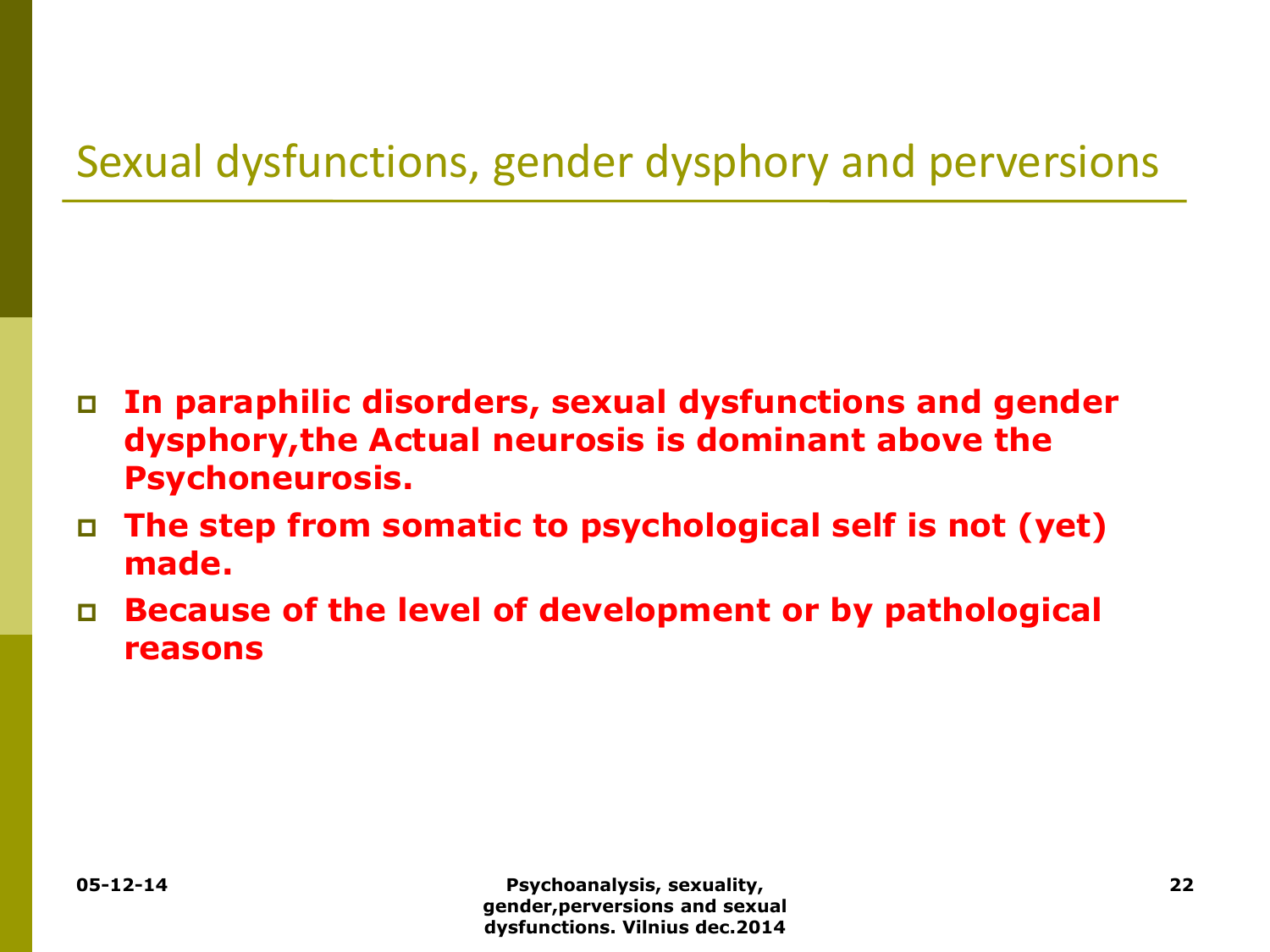# Sexual dysfunctions, gender dysphory and perversions

- **In paraphilic disorders, sexual dysfunctions and gender dysphory,the Actual neurosis is dominant above the Psychoneurosis.**
- **The step from somatic to psychological self is not (yet) made.**
- **Because of the level of development or by pathological reasons**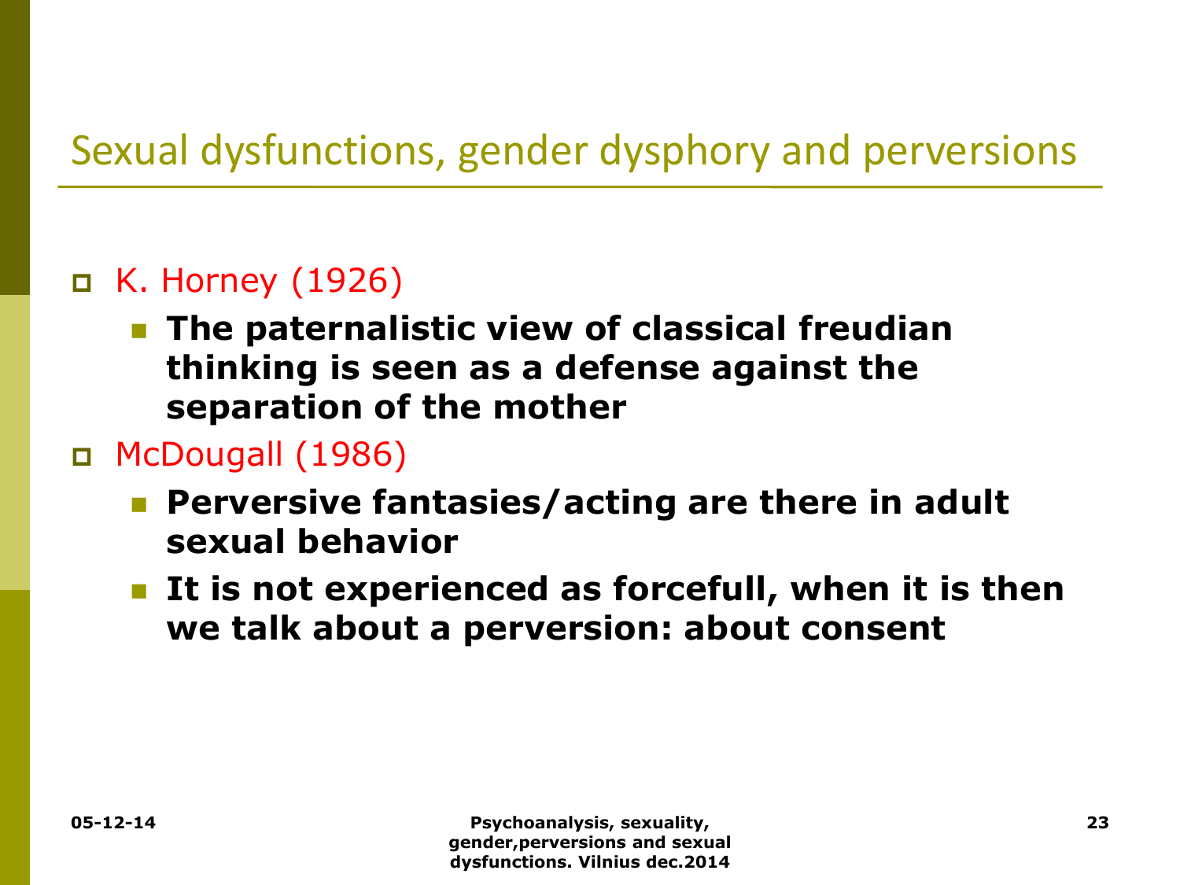# Sexual dysfunctions, gender dysphory and perversions

- K. Horney (1926)
  - **The paternalistic view of classical freudian thinking is seen as a defense against the separation of the mother**
- McDougall (1986)
  - **Perversive fantasies/acting are there in adult sexual behavior**
  - **It is not experienced as forcefull, when it is then we talk about a perversion: about consent**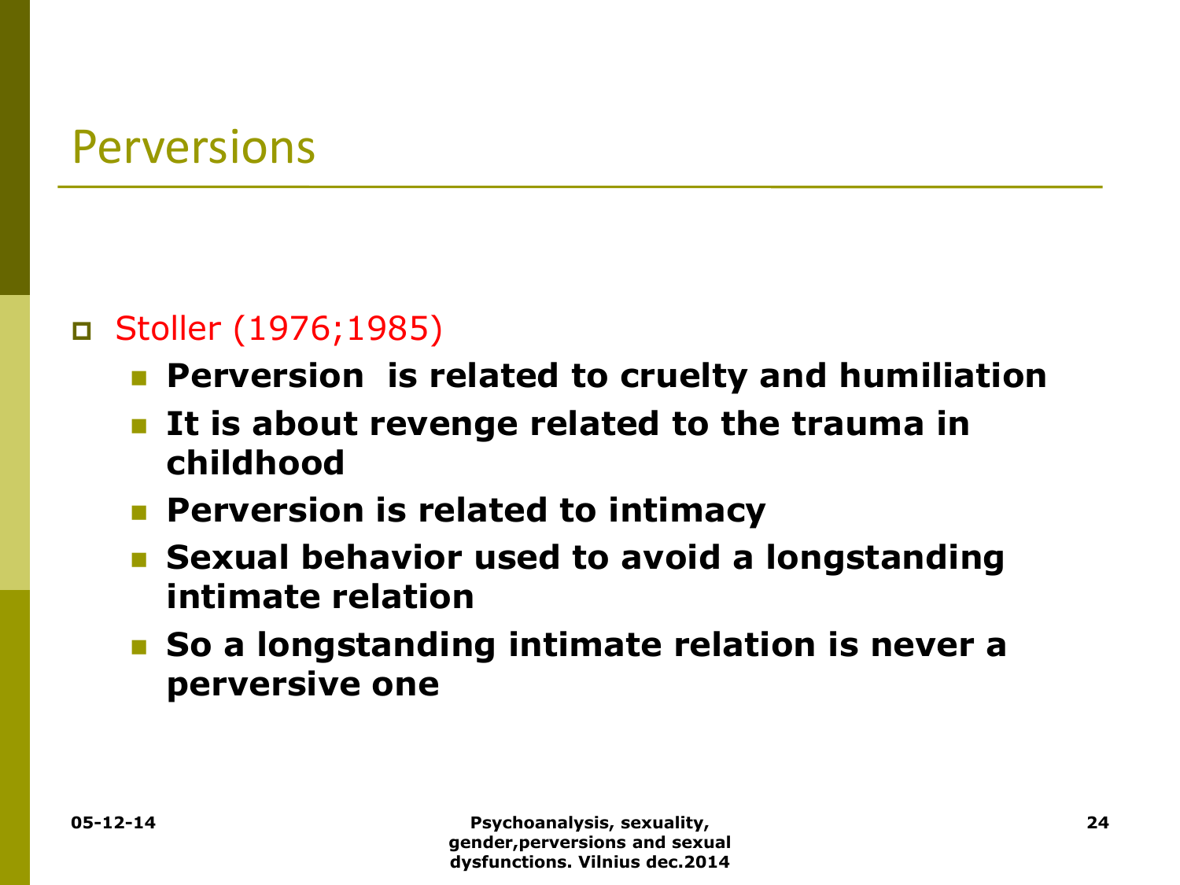# Perversions

- Stoller (1976;1985)
  - **Perversion is related to cruelty and humiliation**
  - **It is about revenge related to the trauma in childhood**
  - **Perversion is related to intimacy**
  - **Sexual behavior used to avoid a longstanding intimate relation**
  - **So a longstanding intimate relation is never a perversive one**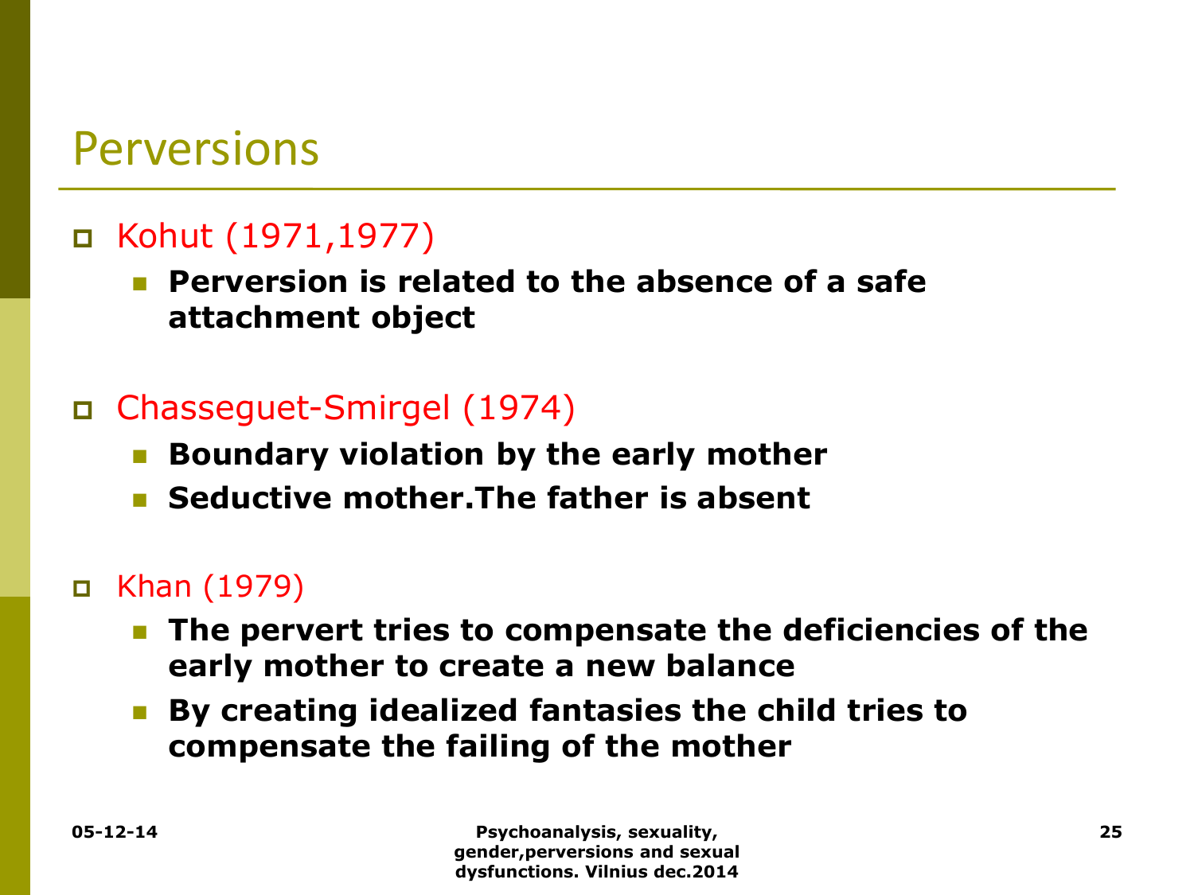# Perversions

- Kohut (1971,1977)
  - **Perversion is related to the absence of a safe attachment object**
- Chasseguet-Smirgel (1974)
  - **Boundary violation by the early mother**
  - **Seductive mother.The father is absent**
- Khan (1979)
  - **The pervert tries to compensate the deficiencies of the early mother to create a new balance**
  - **By creating idealized fantasies the child tries to compensate the failing of the mother**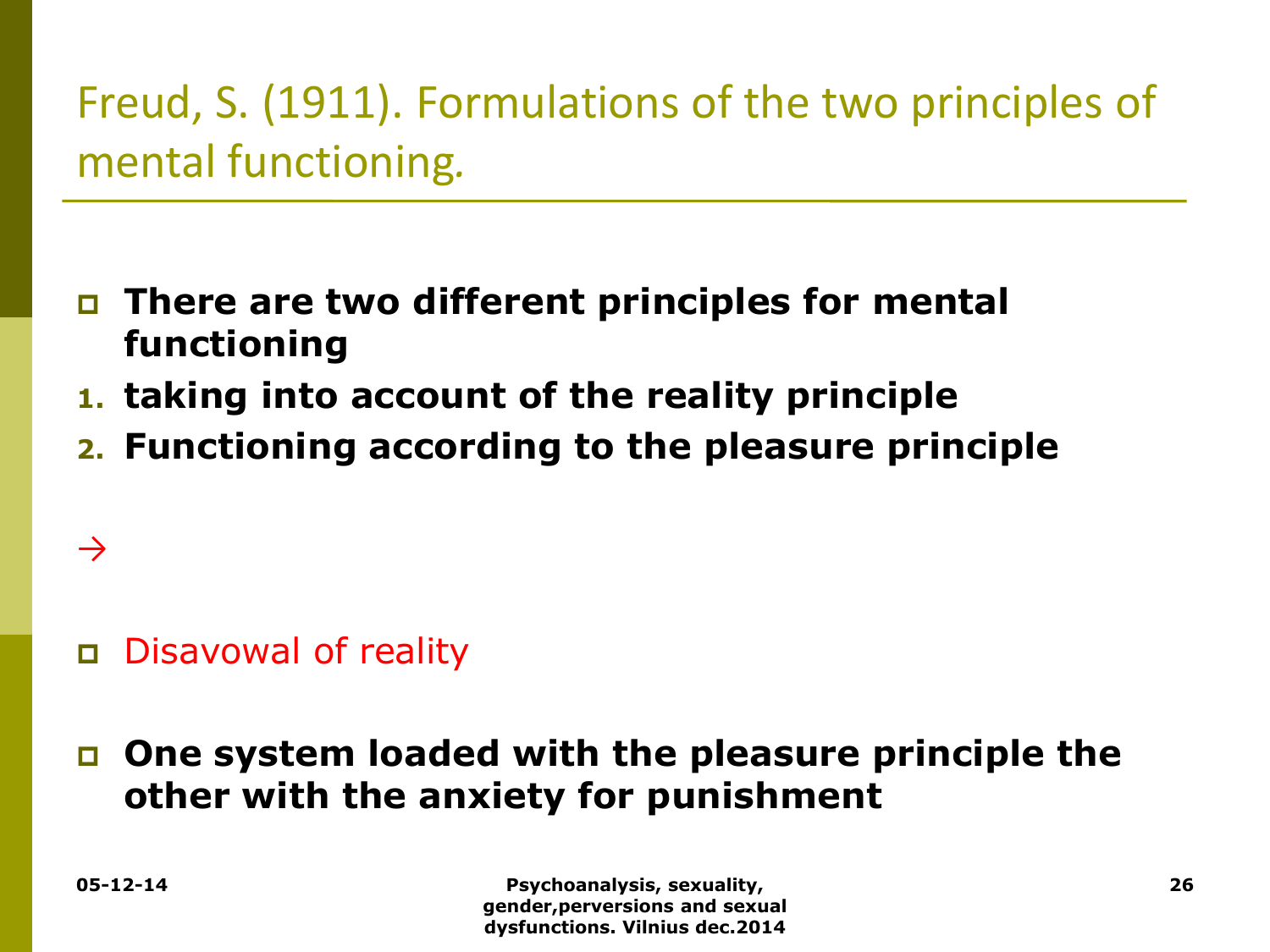# Freud, S. (1911). Formulations of the two principles of mental functioning.

- **There are two different principles for mental functioning**

1. **taking into account of the reality principle**
2. **Functioning according to the pleasure principle**

→

- Disavowal of reality

- **One system loaded with the pleasure principle the other with the anxiety for punishment**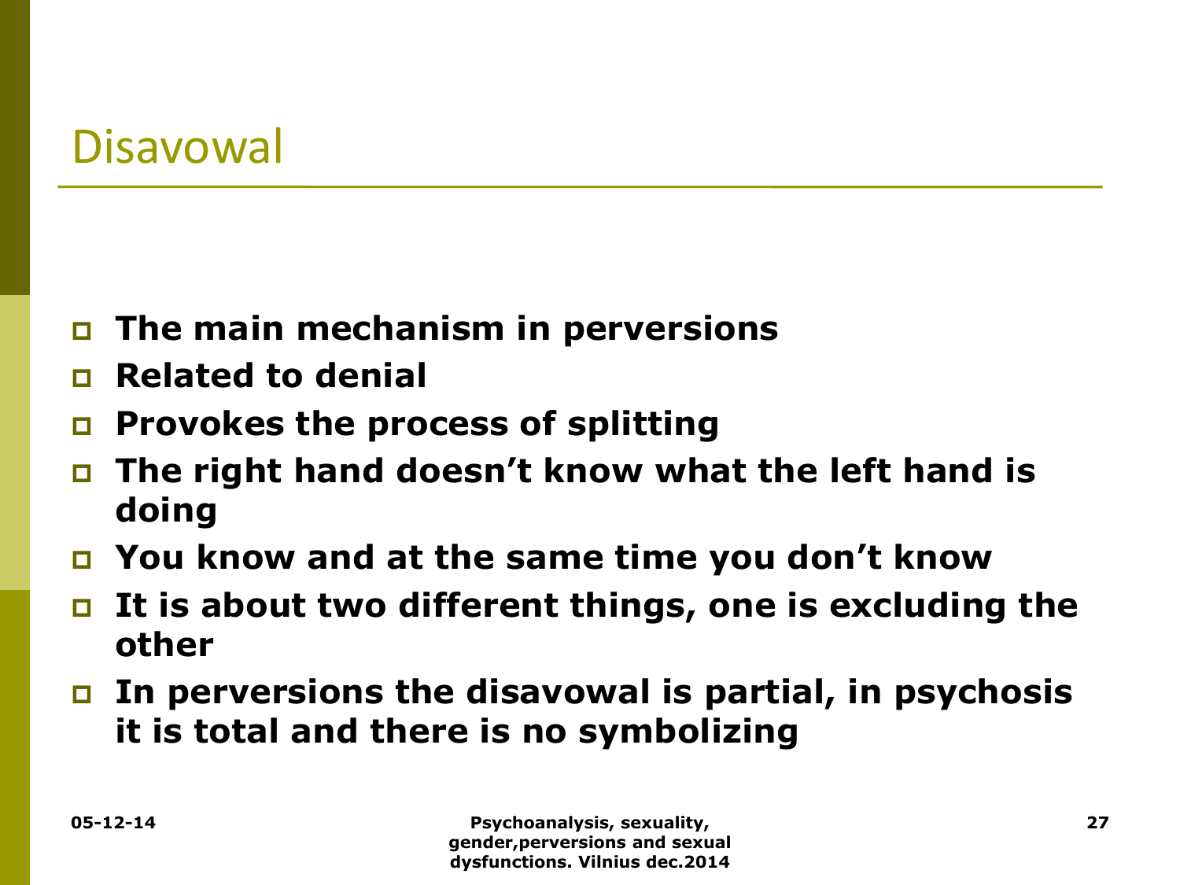# Disavowal

- **The main mechanism in perversions**
- **Related to denial**
- **Provokes the process of splitting**
- **The right hand doesn't know what the left hand is doing**
- **You know and at the same time you don't know**
- **It is about two different things, one is excluding the other**
- **In perversions the disavowal is partial, in psychosis it is total and there is no symbolizing**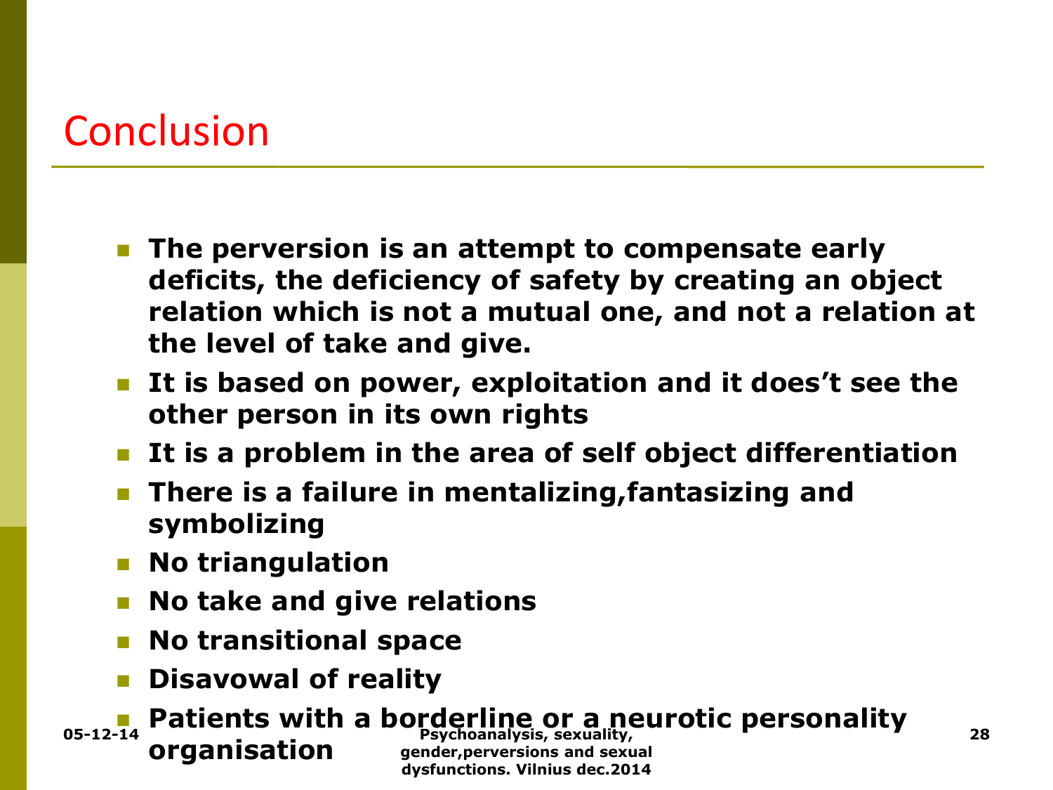# Conclusion

- **The perversion is an attempt to compensate early deficits, the deficiency of safety by creating an object relation which is not a mutual one, and not a relation at the level of take and give.**
- **It is based on power, exploitation and it does't see the other person in its own rights**
- **It is a problem in the area of self object differentiation**
- **There is a failure in mentalizing,fantasizing and symbolizing**
- **No triangulation**
- **No take and give relations**
- **No transitional space**
- **Disavowal of reality**
- **Patients with a borderline or a neurotic personality organisation**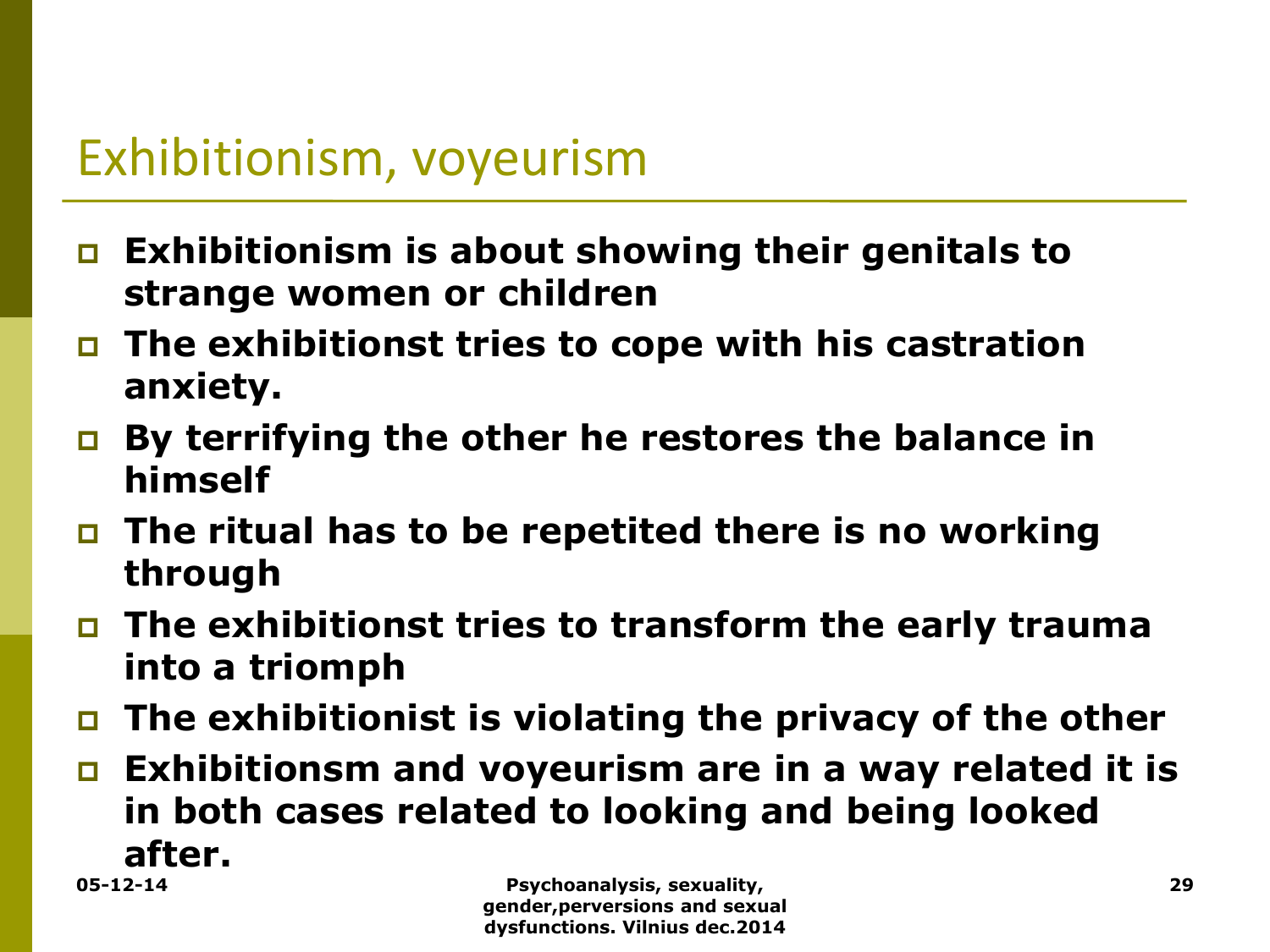# Exhibitionism, voyeurism

- Exhibitionism is about showing their genitals to strange women or children
- The exhibitionst tries to cope with his castration anxiety.
- By terrifying the other he restores the balance in himself
- The ritual has to be repetited there is no working through
- The exhibitionst tries to transform the early trauma into a triomph
- The exhibitionist is violating the privacy of the other
- Exhibitionsm and voyeurism are in a way related it is in both cases related to looking and being looked after.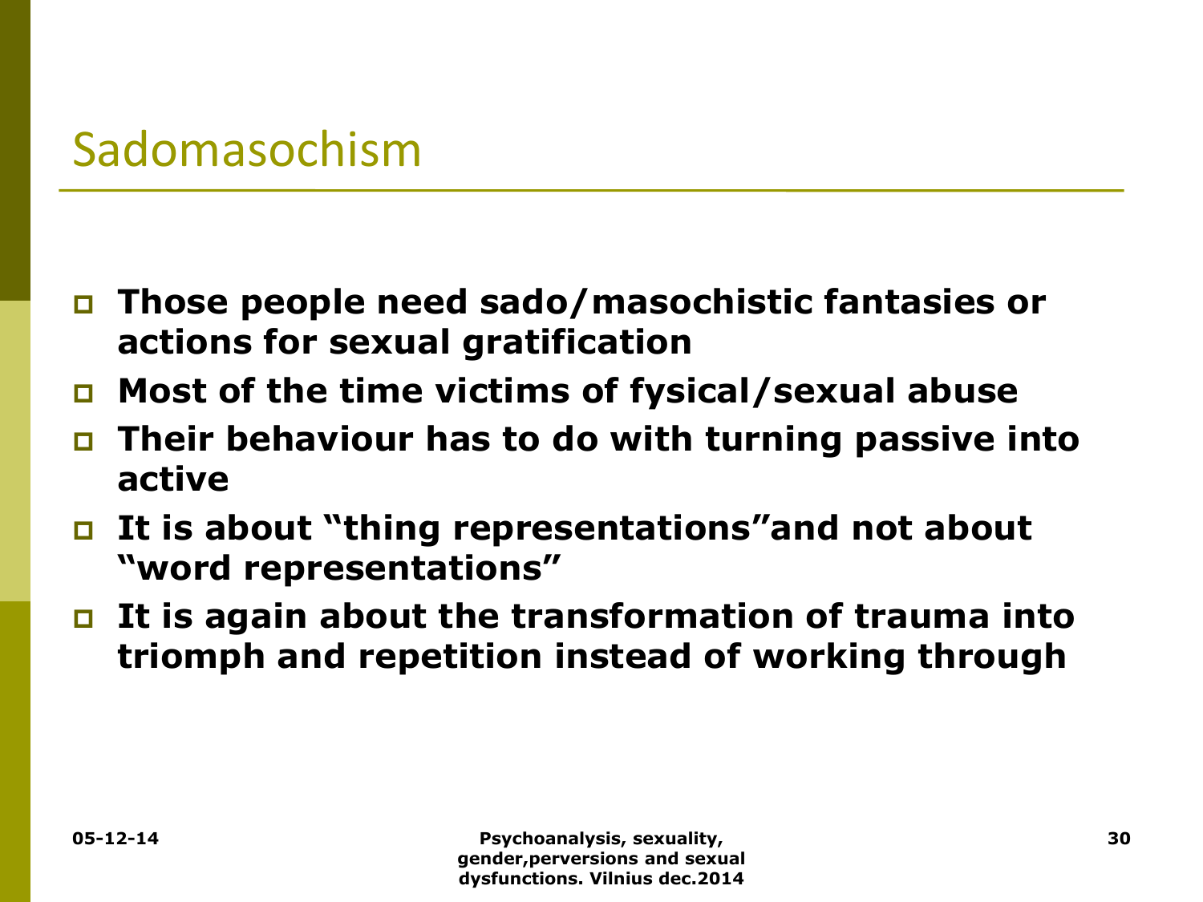# Sadomasochism

- **Those people need sado/masochistic fantasies or actions for sexual gratification**
- **Most of the time victims of fysical/sexual abuse**
- **Their behaviour has to do with turning passive into active**
- **It is about "thing representations"and not about "word representations"**
- **It is again about the transformation of trauma into triomph and repetition instead of working through**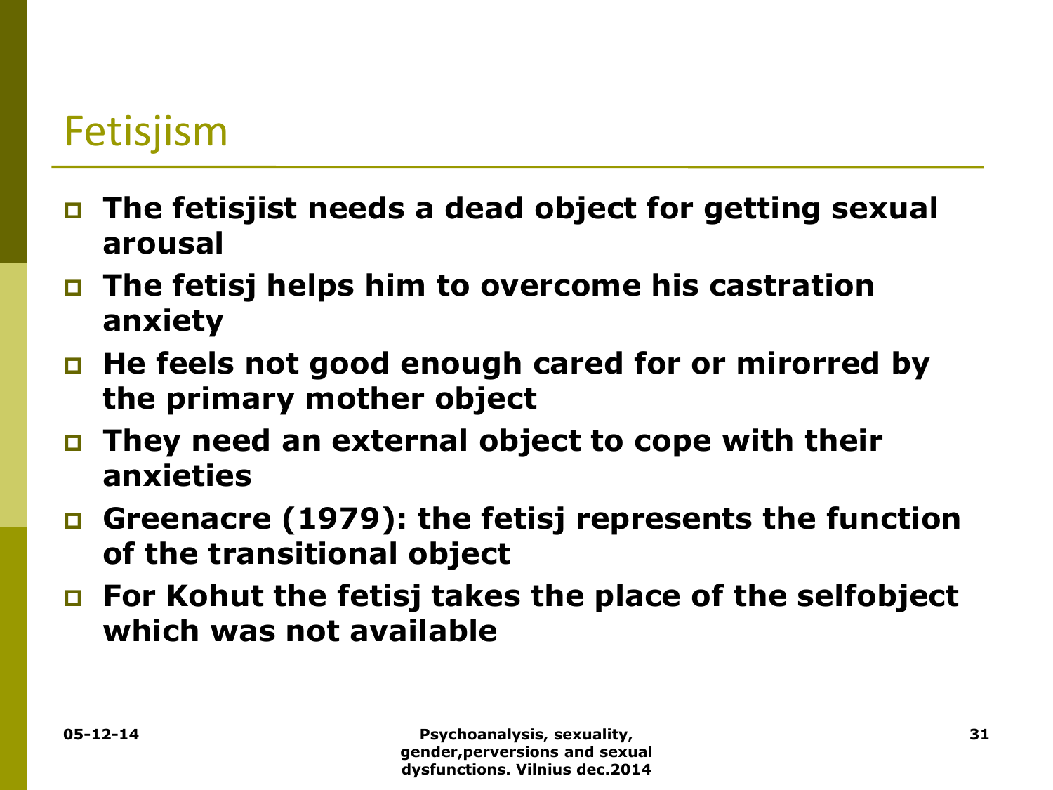# Fetisjism

- **The fetisjist needs a dead object for getting sexual arousal**
- **The fetisj helps him to overcome his castration anxiety**
- **He feels not good enough cared for or mirorred by the primary mother object**
- **They need an external object to cope with their anxieties**
- **Greenacre (1979): the fetisj represents the function of the transitional object**
- **For Kohut the fetisj takes the place of the selfobject which was not available**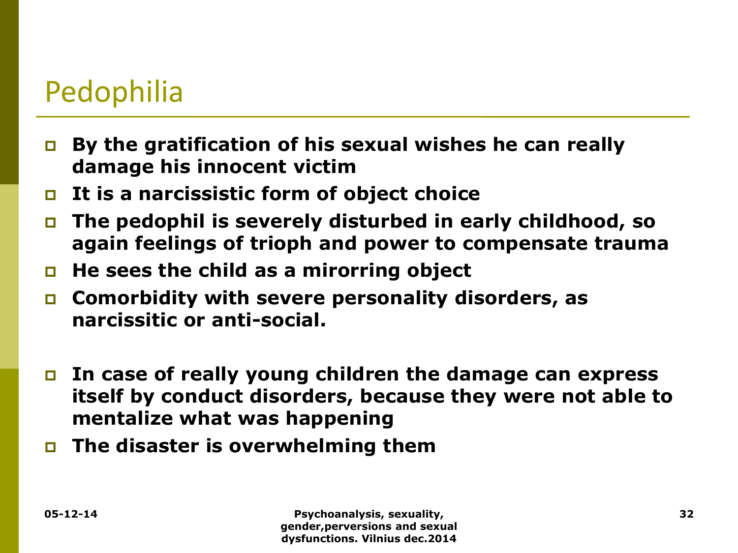# Pedophilia

- **By the gratification of his sexual wishes he can really damage his innocent victim**
- **It is a narcissistic form of object choice**
- **The pedophil is severely disturbed in early childhood, so again feelings of trioph and power to compensate trauma**
- **He sees the child as a mirorring object**
- **Comorbidity with severe personality disorders, as narcissitic or anti-social.**

- **In case of really young children the damage can express itself by conduct disorders, because they were not able to mentalize what was happening**
- **The disaster is overwhelming them**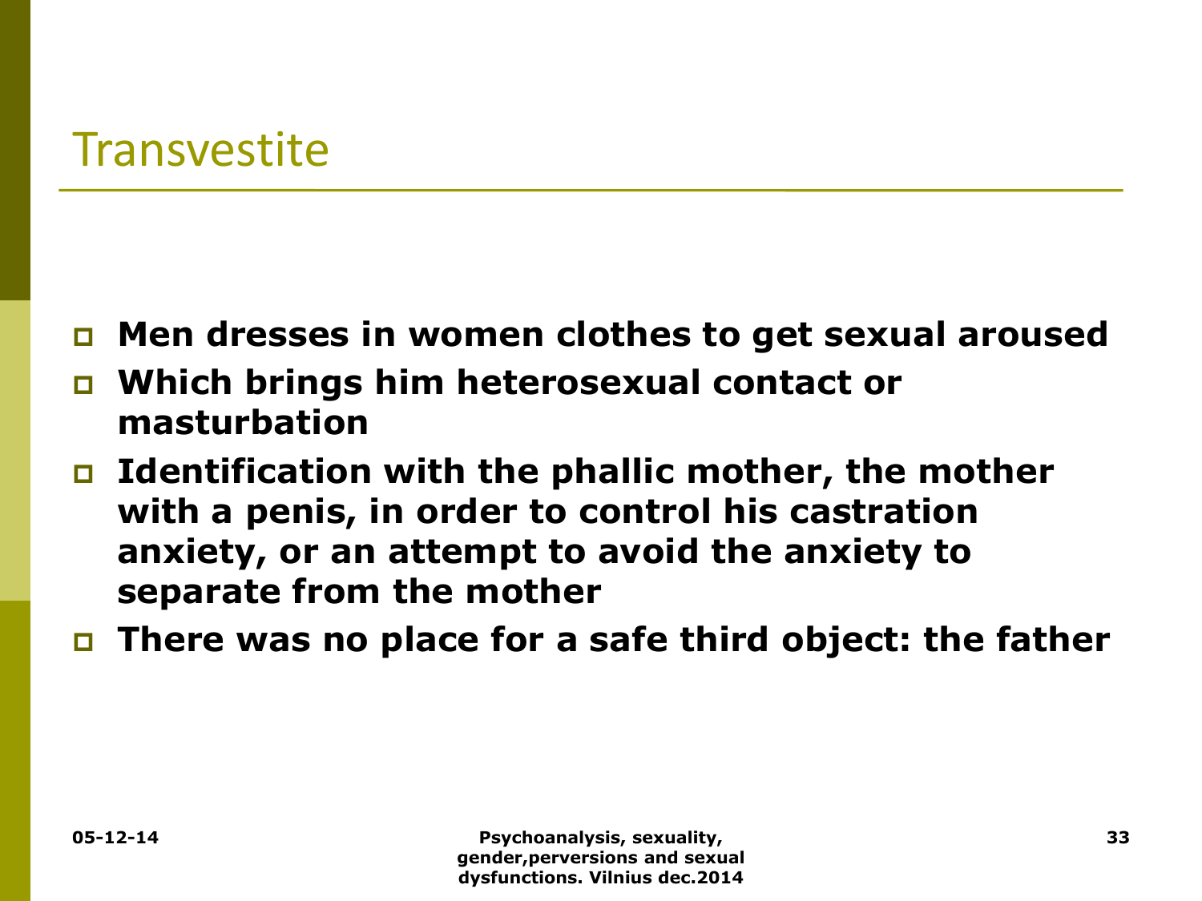# Transvestite

- **Men dresses in women clothes to get sexual aroused**
- **Which brings him heterosexual contact or masturbation**
- **Identification with the phallic mother, the mother with a penis, in order to control his castration anxiety, or an attempt to avoid the anxiety to separate from the mother**
- **There was no place for a safe third object: the father**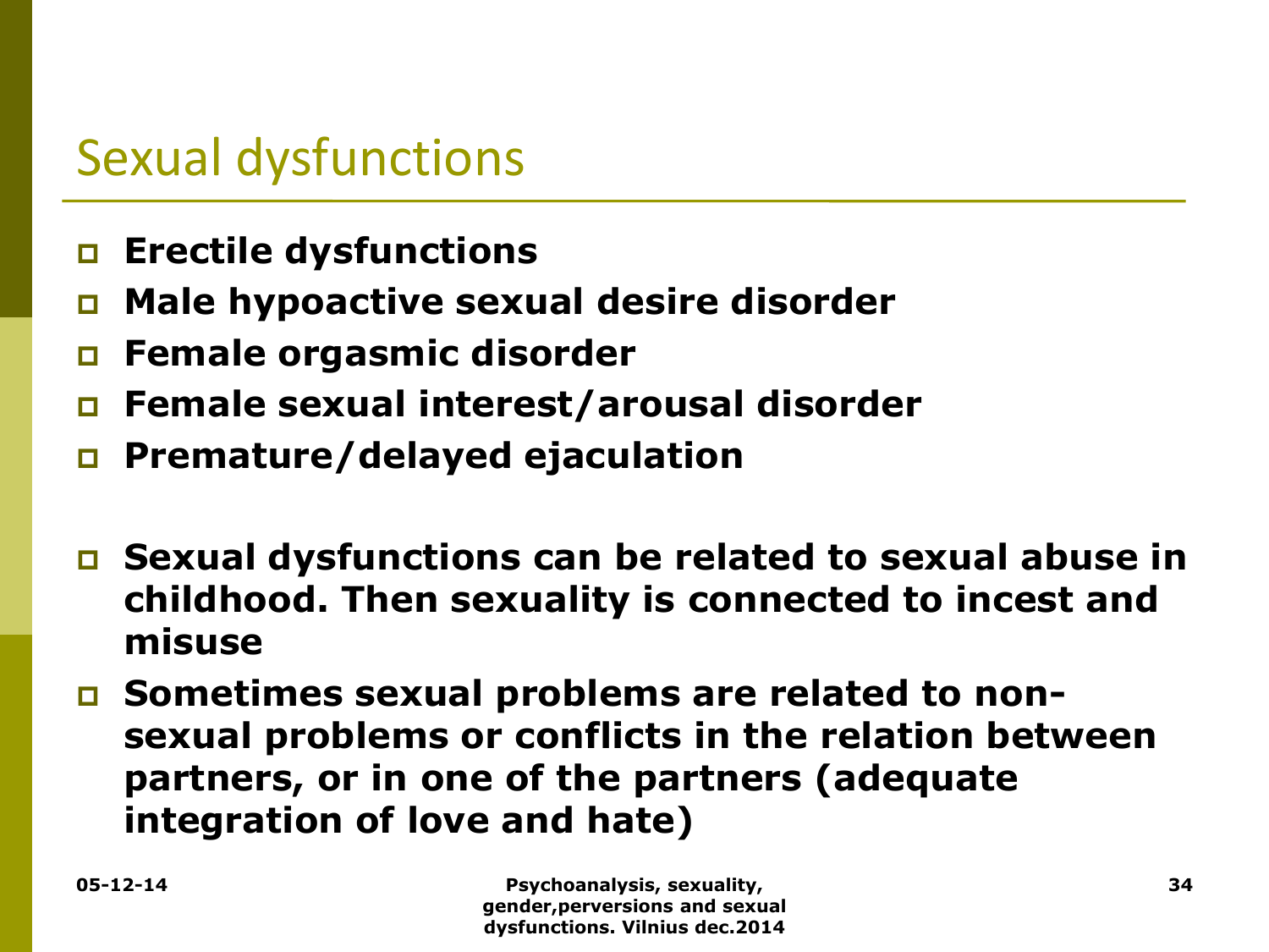# Sexual dysfunctions

- **Erectile dysfunctions**
- **Male hypoactive sexual desire disorder**
- **Female orgasmic disorder**
- **Female sexual interest/arousal disorder**
- **Premature/delayed ejaculation**

- **Sexual dysfunctions can be related to sexual abuse in childhood. Then sexuality is connected to incest and misuse**
- **Sometimes sexual problems are related to non-sexual problems or conflicts in the relation between partners, or in one of the partners (adequate integration of love and hate)**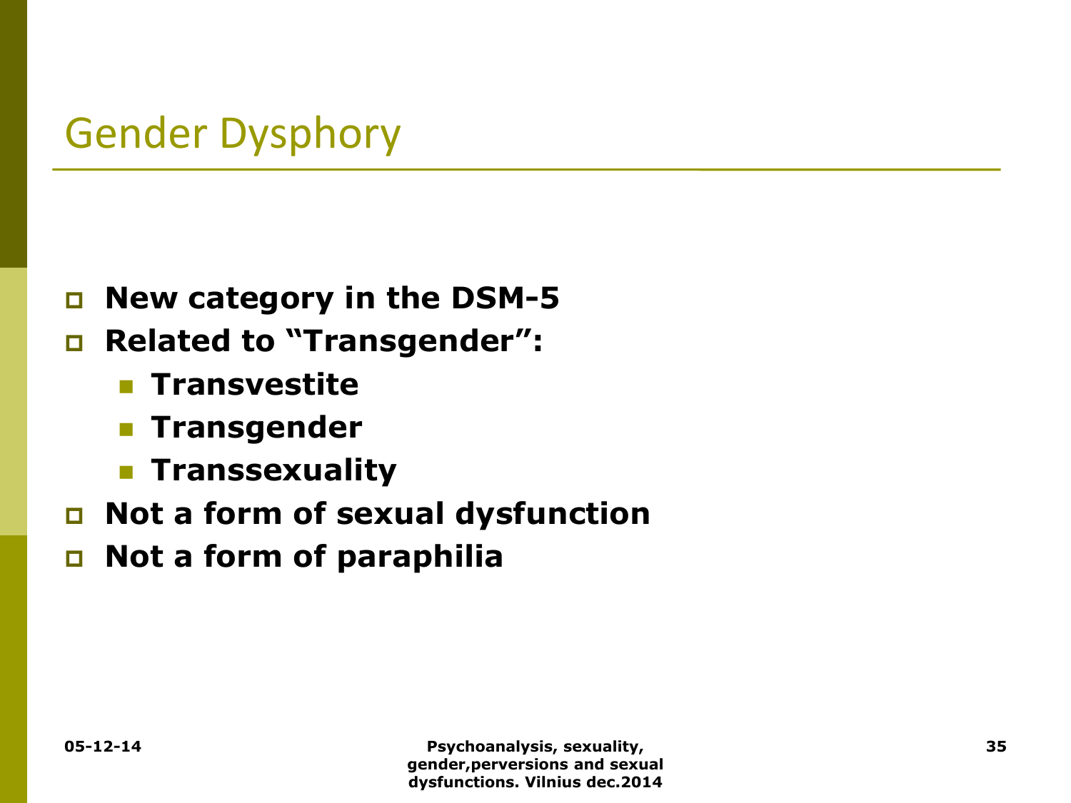# Gender Dysphory

- **New category in the DSM-5**
- **Related to "Transgender":**
  - **Transvestite**
  - **Transgender**
  - **Transsexuality**
- **Not a form of sexual dysfunction**
- **Not a form of paraphilia**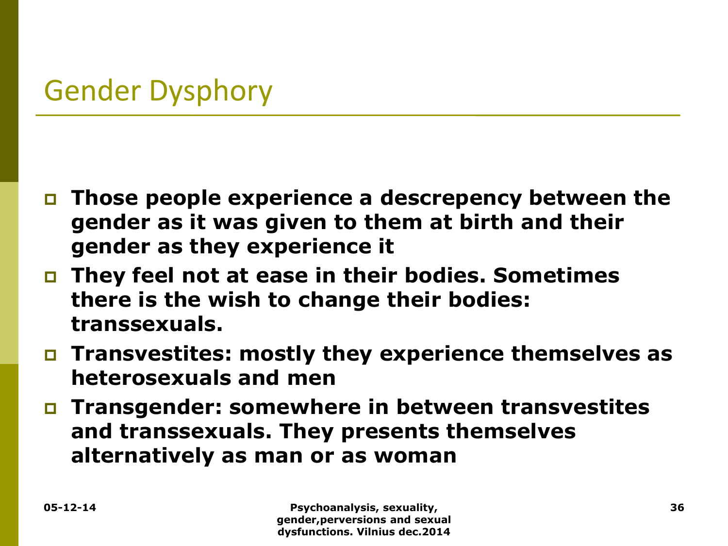# Gender Dysphory

- **Those people experience a descrepency between the gender as it was given to them at birth and their gender as they experience it**
- **They feel not at ease in their bodies. Sometimes there is the wish to change their bodies: transsexuals.**
- **Transvestites: mostly they experience themselves as heterosexuals and men**
- **Transgender: somewhere in between transvestites and transsexuals. They presents themselves alternatively as man or as woman**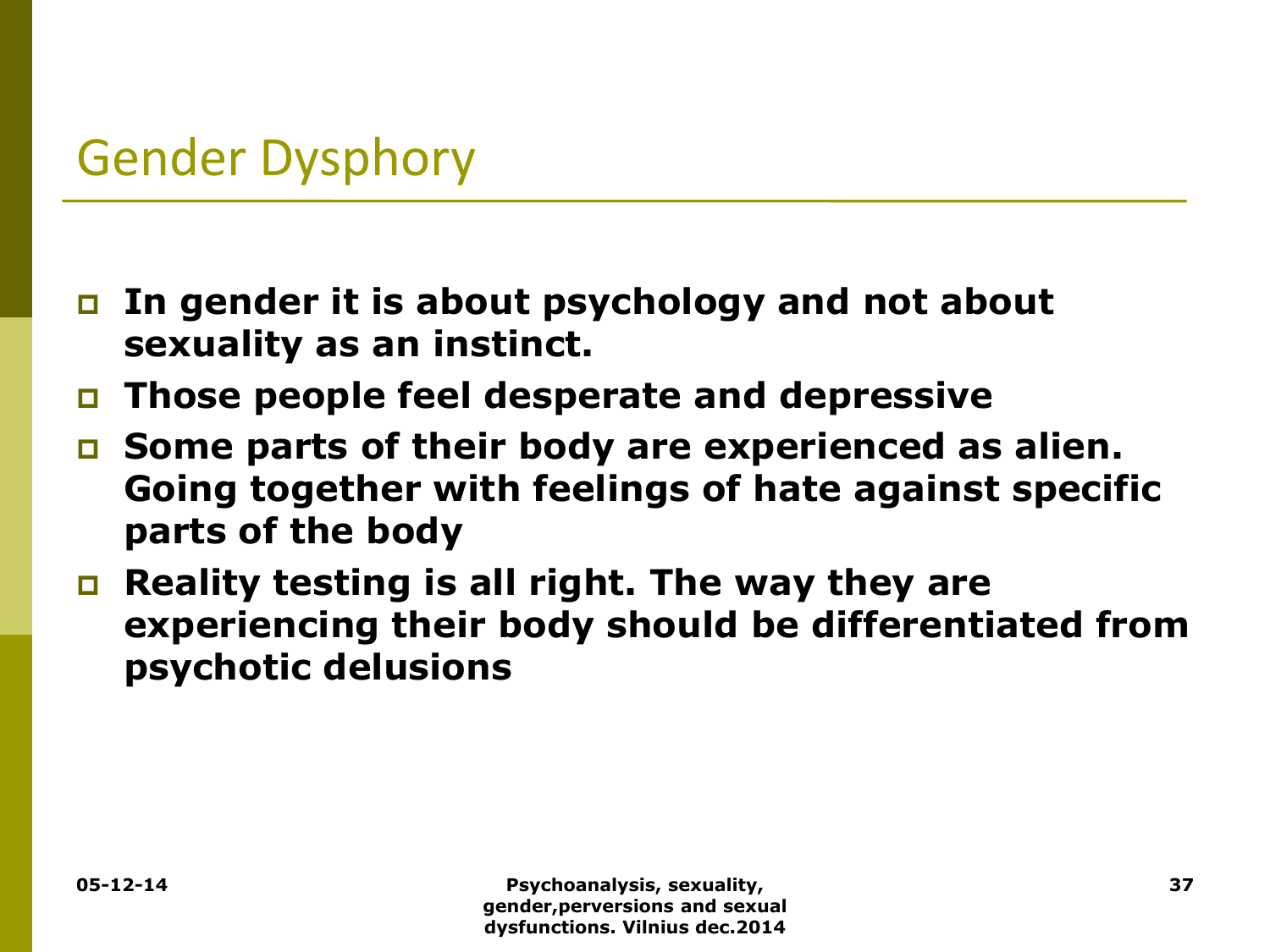# Gender Dysphory

- **In gender it is about psychology and not about sexuality as an instinct.**
- **Those people feel desperate and depressive**
- **Some parts of their body are experienced as alien. Going together with feelings of hate against specific parts of the body**
- **Reality testing is all right. The way they are experiencing their body should be differentiated from psychotic delusions**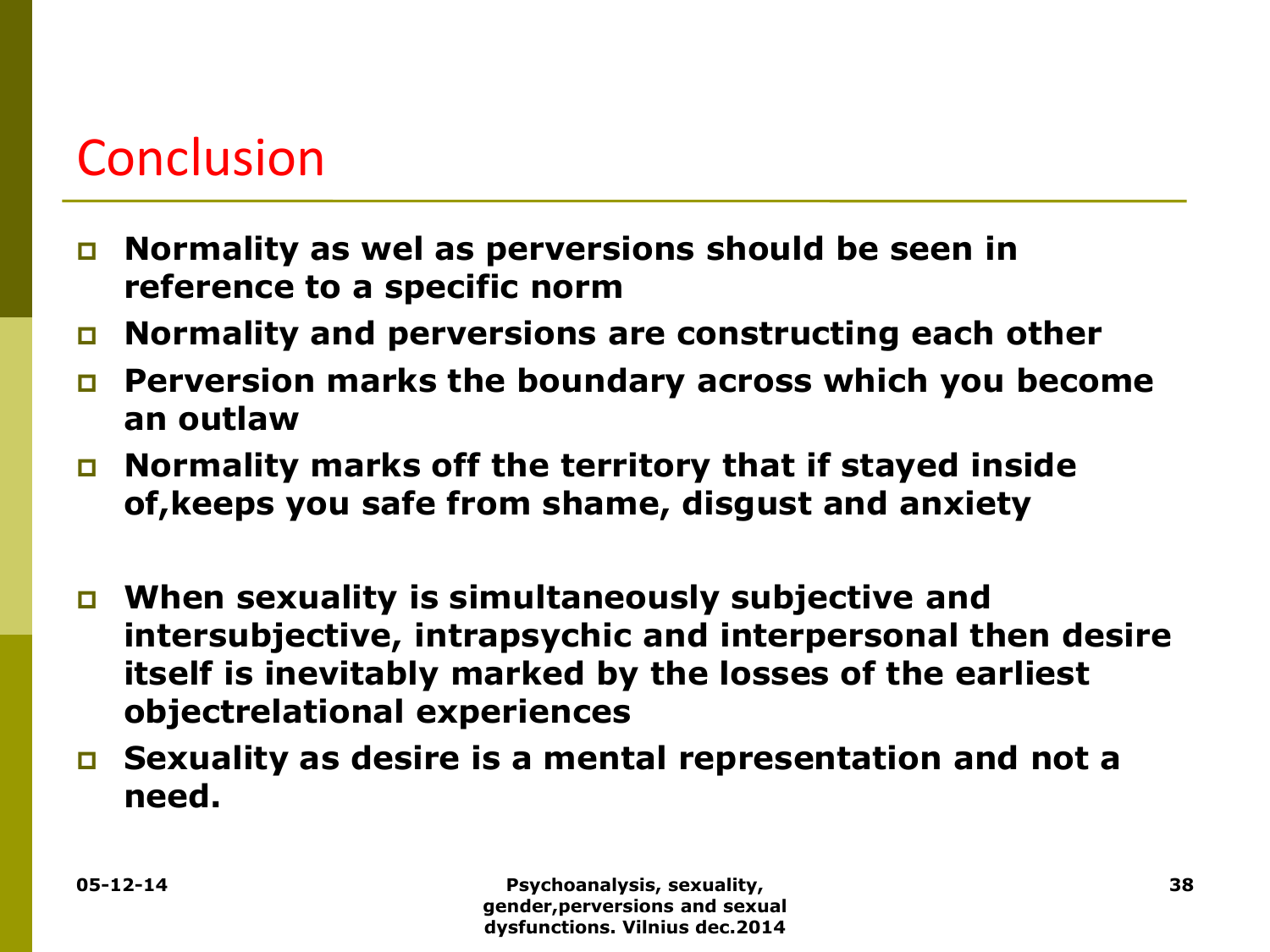# Conclusion

- **Normality as wel as perversions should be seen in reference to a specific norm**
- **Normality and perversions are constructing each other**
- **Perversion marks the boundary across which you become an outlaw**
- **Normality marks off the territory that if stayed inside of,keeps you safe from shame, disgust and anxiety**

- **When sexuality is simultaneously subjective and intersubjective, intrapsychic and interpersonal then desire itself is inevitably marked by the losses of the earliest objectrelational experiences**
- **Sexuality as desire is a mental representation and not a need.**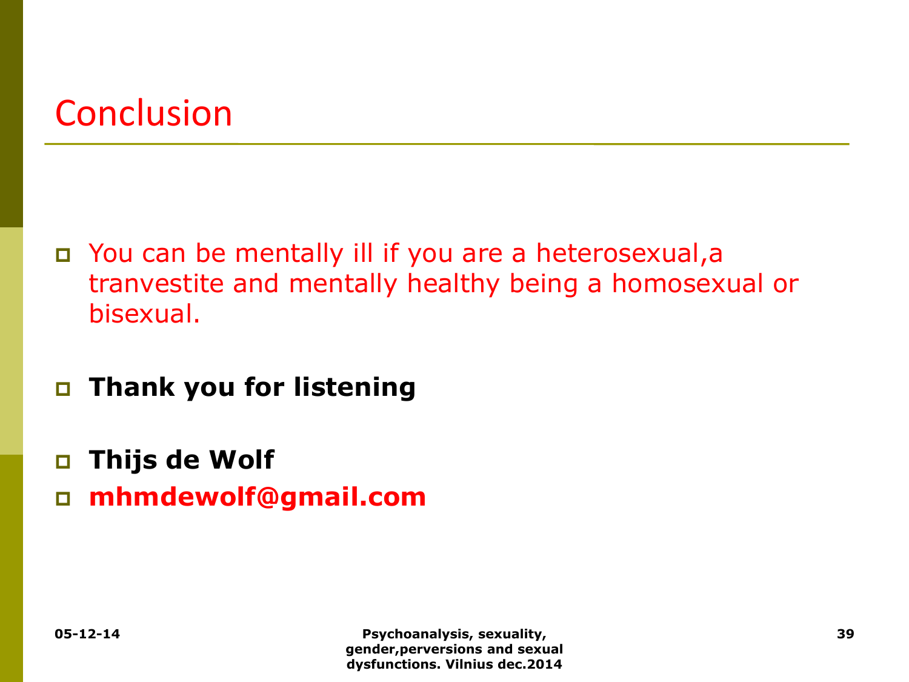# Conclusion

- You can be mentally ill if you are a heterosexual,a tranvestite and mentally healthy being a homosexual or bisexual.

- **Thank you for listening**

- **Thijs de Wolf**
- **mhmdewolf@gmail.com**